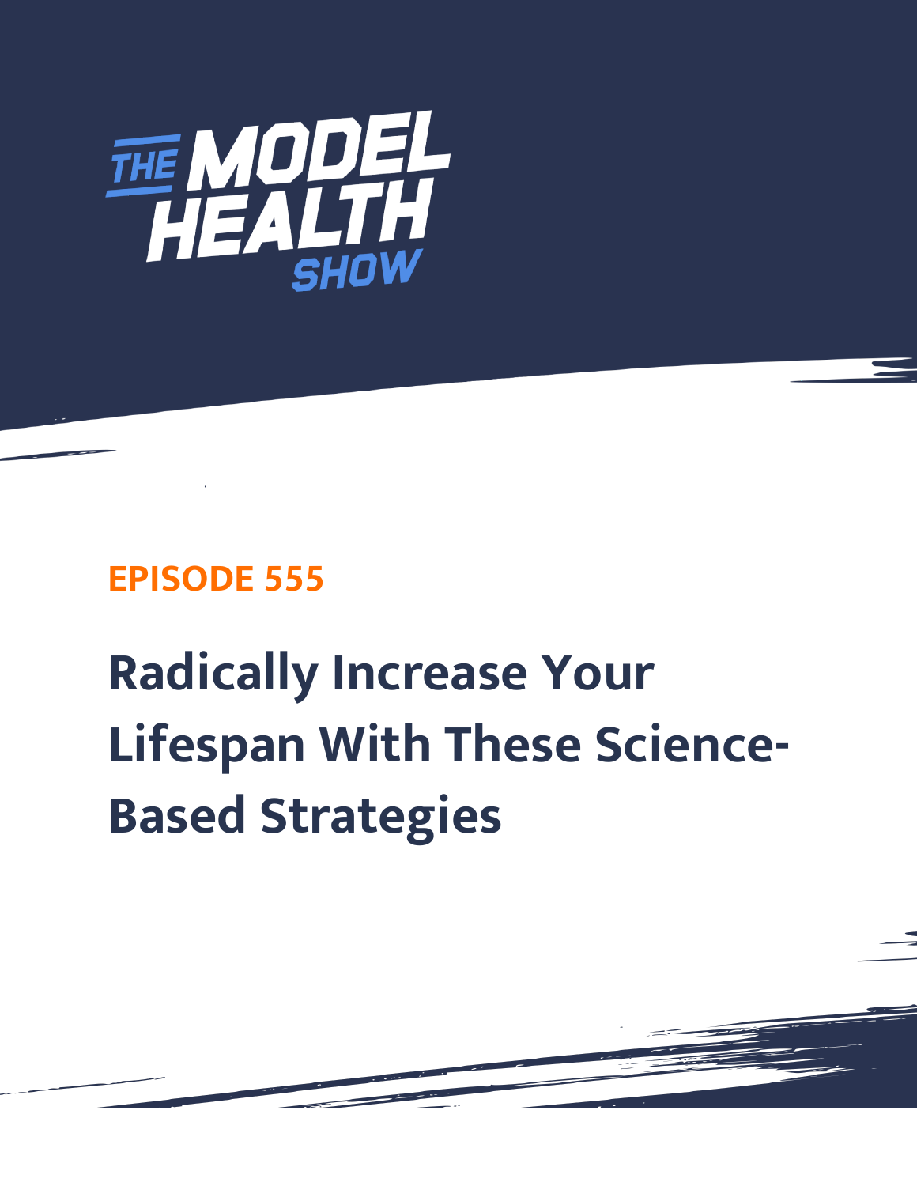# THE MODEL HEALTH SHOW

## EPISODE 555

# Radically Increase Your Lifespan With These Science-Based Strategies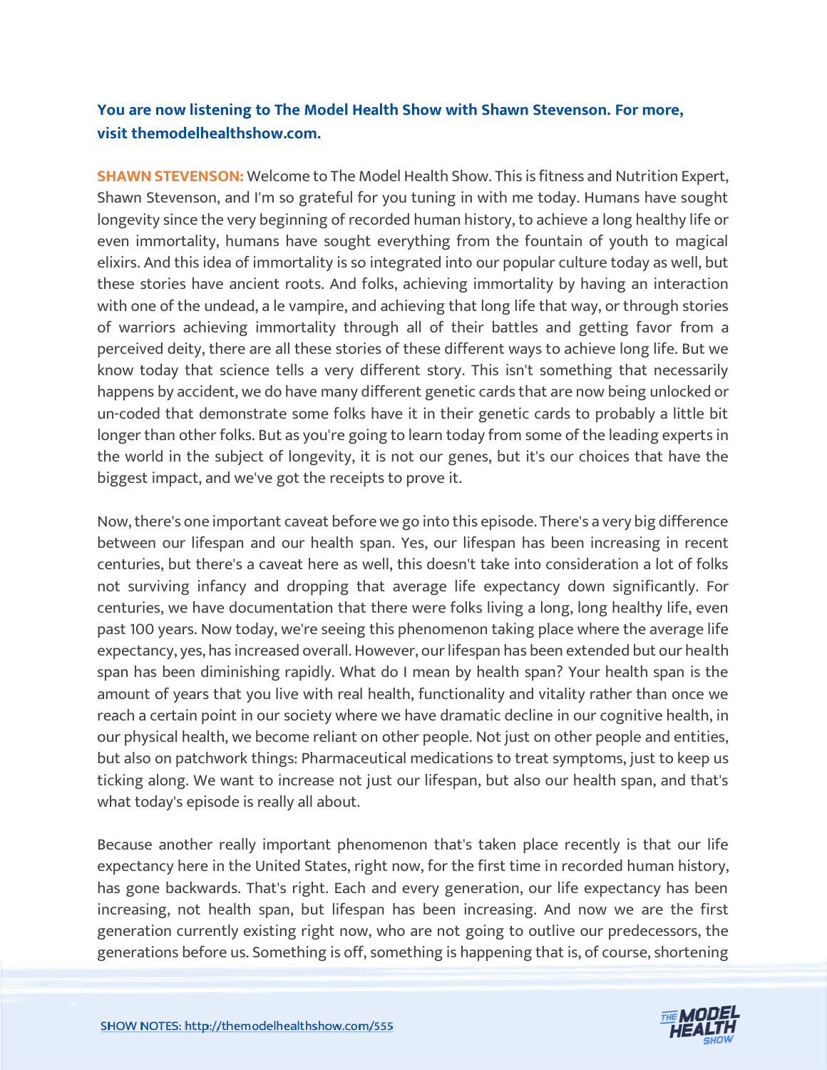**You are now listening to The Model Health Show with Shawn Stevenson. For more, visit themodelhealthshow.com.**

**SHAWN STEVENSON:** Welcome to The Model Health Show. This is fitness and Nutrition Expert, Shawn Stevenson, and I'm so grateful for you tuning in with me today. Humans have sought longevity since the very beginning of recorded human history, to achieve a long healthy life or even immortality, humans have sought everything from the fountain of youth to magical elixirs. And this idea of immortality is so integrated into our popular culture today as well, but these stories have ancient roots. And folks, achieving immortality by having an interaction with one of the undead, a le vampire, and achieving that long life that way, or through stories of warriors achieving immortality through all of their battles and getting favor from a perceived deity, there are all these stories of these different ways to achieve long life. But we know today that science tells a very different story. This isn't something that necessarily happens by accident, we do have many different genetic cards that are now being unlocked or un-coded that demonstrate some folks have it in their genetic cards to probably a little bit longer than other folks. But as you're going to learn today from some of the leading experts in the world in the subject of longevity, it is not our genes, but it's our choices that have the biggest impact, and we've got the receipts to prove it.

Now, there's one important caveat before we go into this episode. There's a very big difference between our lifespan and our health span. Yes, our lifespan has been increasing in recent centuries, but there's a caveat here as well, this doesn't take into consideration a lot of folks not surviving infancy and dropping that average life expectancy down significantly. For centuries, we have documentation that there were folks living a long, long healthy life, even past 100 years. Now today, we're seeing this phenomenon taking place where the average life expectancy, yes, has increased overall. However, our lifespan has been extended but our health span has been diminishing rapidly. What do I mean by health span? Your health span is the amount of years that you live with real health, functionality and vitality rather than once we reach a certain point in our society where we have dramatic decline in our cognitive health, in our physical health, we become reliant on other people. Not just on other people and entities, but also on patchwork things: Pharmaceutical medications to treat symptoms, just to keep us ticking along. We want to increase not just our lifespan, but also our health span, and that's what today's episode is really all about.

Because another really important phenomenon that's taken place recently is that our life expectancy here in the United States, right now, for the first time in recorded human history, has gone backwards. That's right. Each and every generation, our life expectancy has been increasing, not health span, but lifespan has been increasing. And now we are the first generation currently existing right now, who are not going to outlive our predecessors, the generations before us. Something is off, something is happening that is, of course, shortening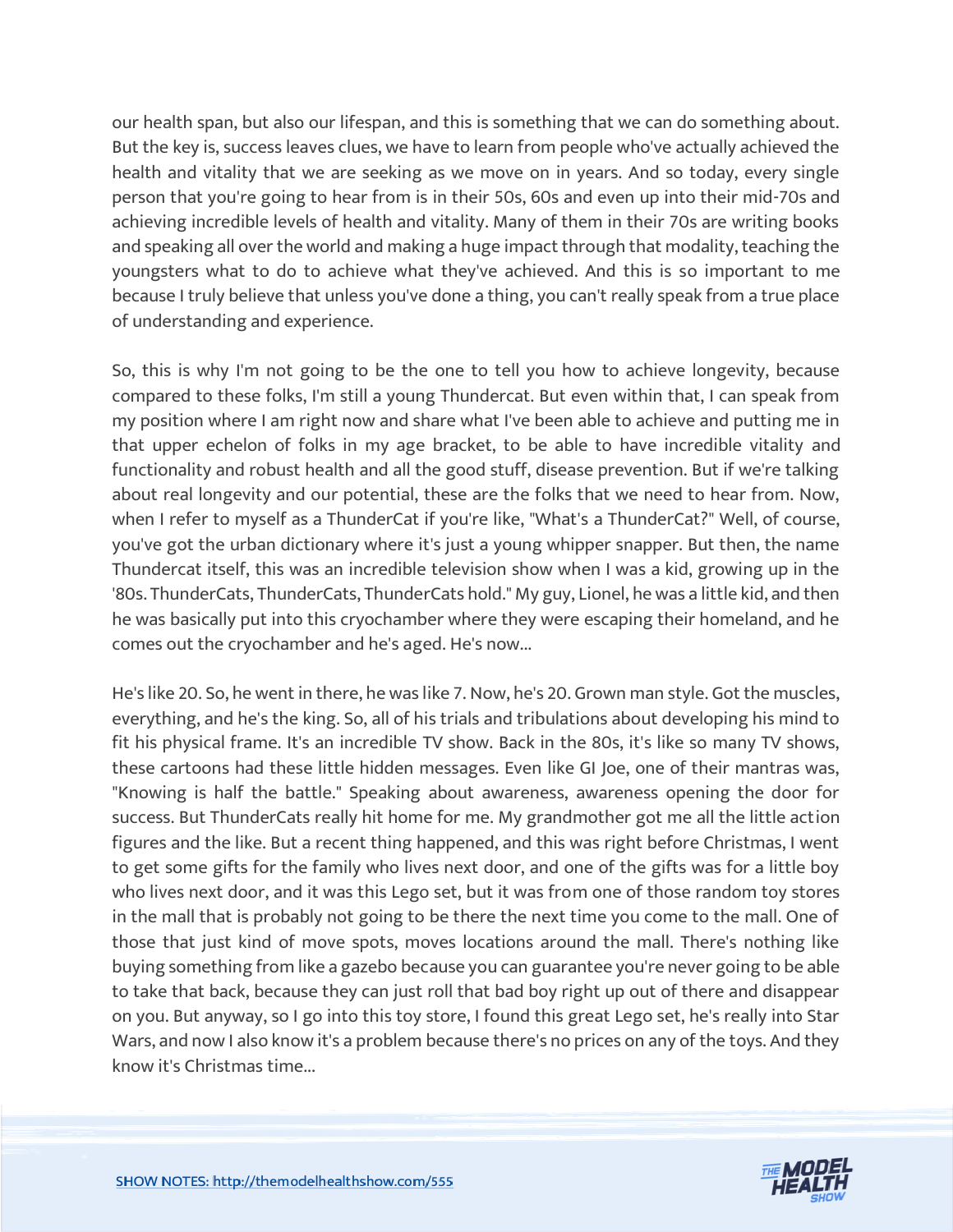our health span, but also our lifespan, and this is something that we can do something about. But the key is, success leaves clues, we have to learn from people who've actually achieved the health and vitality that we are seeking as we move on in years. And so today, every single person that you're going to hear from is in their 50s, 60s and even up into their mid-70s and achieving incredible levels of health and vitality. Many of them in their 70s are writing books and speaking all over the world and making a huge impact through that modality, teaching the youngsters what to do to achieve what they've achieved. And this is so important to me because I truly believe that unless you've done a thing, you can't really speak from a true place of understanding and experience.

So, this is why I'm not going to be the one to tell you how to achieve longevity, because compared to these folks, I'm still a young Thundercat. But even within that, I can speak from my position where I am right now and share what I've been able to achieve and putting me in that upper echelon of folks in my age bracket, to be able to have incredible vitality and functionality and robust health and all the good stuff, disease prevention. But if we're talking about real longevity and our potential, these are the folks that we need to hear from. Now, when I refer to myself as a ThunderCat if you're like, "What's a ThunderCat?" Well, of course, you've got the urban dictionary where it's just a young whipper snapper. But then, the name Thundercat itself, this was an incredible television show when I was a kid, growing up in the '80s. ThunderCats, ThunderCats, ThunderCats hold." My guy, Lionel, he was a little kid, and then he was basically put into this cryochamber where they were escaping their homeland, and he comes out the cryochamber and he's aged. He's now...

He's like 20. So, he went in there, he was like 7. Now, he's 20. Grown man style. Got the muscles, everything, and he's the king. So, all of his trials and tribulations about developing his mind to fit his physical frame. It's an incredible TV show. Back in the 80s, it's like so many TV shows, these cartoons had these little hidden messages. Even like GI Joe, one of their mantras was, "Knowing is half the battle." Speaking about awareness, awareness opening the door for success. But ThunderCats really hit home for me. My grandmother got me all the little action figures and the like. But a recent thing happened, and this was right before Christmas, I went to get some gifts for the family who lives next door, and one of the gifts was for a little boy who lives next door, and it was this Lego set, but it was from one of those random toy stores in the mall that is probably not going to be there the next time you come to the mall. One of those that just kind of move spots, moves locations around the mall. There's nothing like buying something from like a gazebo because you can guarantee you're never going to be able to take that back, because they can just roll that bad boy right up out of there and disappear on you. But anyway, so I go into this toy store, I found this great Lego set, he's really into Star Wars, and now I also know it's a problem because there's no prices on any of the toys. And they know it's Christmas time...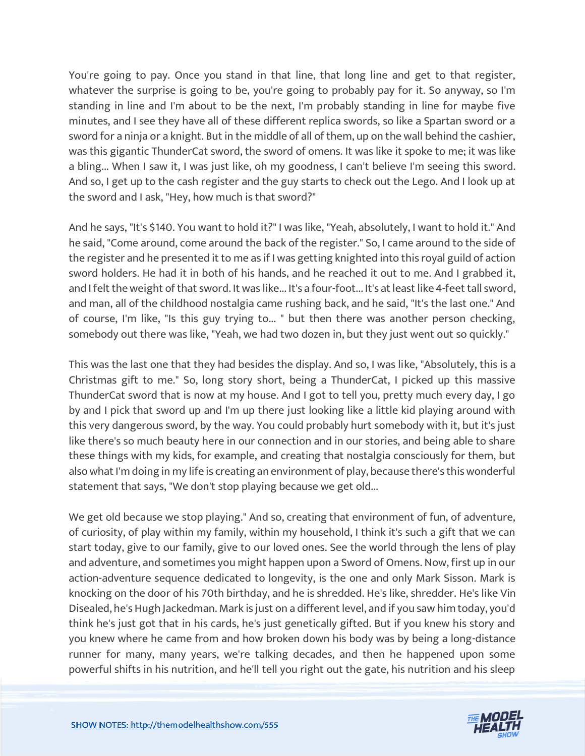You're going to pay. Once you stand in that line, that long line and get to that register, whatever the surprise is going to be, you're going to probably pay for it. So anyway, so I'm standing in line and I'm about to be the next, I'm probably standing in line for maybe five minutes, and I see they have all of these different replica swords, so like a Spartan sword or a sword for a ninja or a knight. But in the middle of all of them, up on the wall behind the cashier, was this gigantic ThunderCat sword, the sword of omens. It was like it spoke to me; it was like a bling... When I saw it, I was just like, oh my goodness, I can't believe I'm seeing this sword. And so, I get up to the cash register and the guy starts to check out the Lego. And I look up at the sword and I ask, "Hey, how much is that sword?"

And he says, "It's $140. You want to hold it?" I was like, "Yeah, absolutely, I want to hold it." And he said, "Come around, come around the back of the register." So, I came around to the side of the register and he presented it to me as if I was getting knighted into this royal guild of action sword holders. He had it in both of his hands, and he reached it out to me. And I grabbed it, and I felt the weight of that sword. It was like... It's a four-foot... It's at least like 4-feet tall sword, and man, all of the childhood nostalgia came rushing back, and he said, "It's the last one." And of course, I'm like, "Is this guy trying to... " but then there was another person checking, somebody out there was like, "Yeah, we had two dozen in, but they just went out so quickly."

This was the last one that they had besides the display. And so, I was like, "Absolutely, this is a Christmas gift to me." So, long story short, being a ThunderCat, I picked up this massive ThunderCat sword that is now at my house. And I got to tell you, pretty much every day, I go by and I pick that sword up and I'm up there just looking like a little kid playing around with this very dangerous sword, by the way. You could probably hurt somebody with it, but it's just like there's so much beauty here in our connection and in our stories, and being able to share these things with my kids, for example, and creating that nostalgia consciously for them, but also what I'm doing in my life is creating an environment of play, because there's this wonderful statement that says, "We don't stop playing because we get old...

We get old because we stop playing." And so, creating that environment of fun, of adventure, of curiosity, of play within my family, within my household, I think it's such a gift that we can start today, give to our family, give to our loved ones. See the world through the lens of play and adventure, and sometimes you might happen upon a Sword of Omens. Now, first up in our action-adventure sequence dedicated to longevity, is the one and only Mark Sisson. Mark is knocking on the door of his 70th birthday, and he is shredded. He's like, shredder. He's like Vin Disealed, he's Hugh Jackedman. Mark is just on a different level, and if you saw him today, you'd think he's just got that in his cards, he's just genetically gifted. But if you knew his story and you knew where he came from and how broken down his body was by being a long-distance runner for many, many years, we're talking decades, and then he happened upon some powerful shifts in his nutrition, and he'll tell you right out the gate, his nutrition and his sleep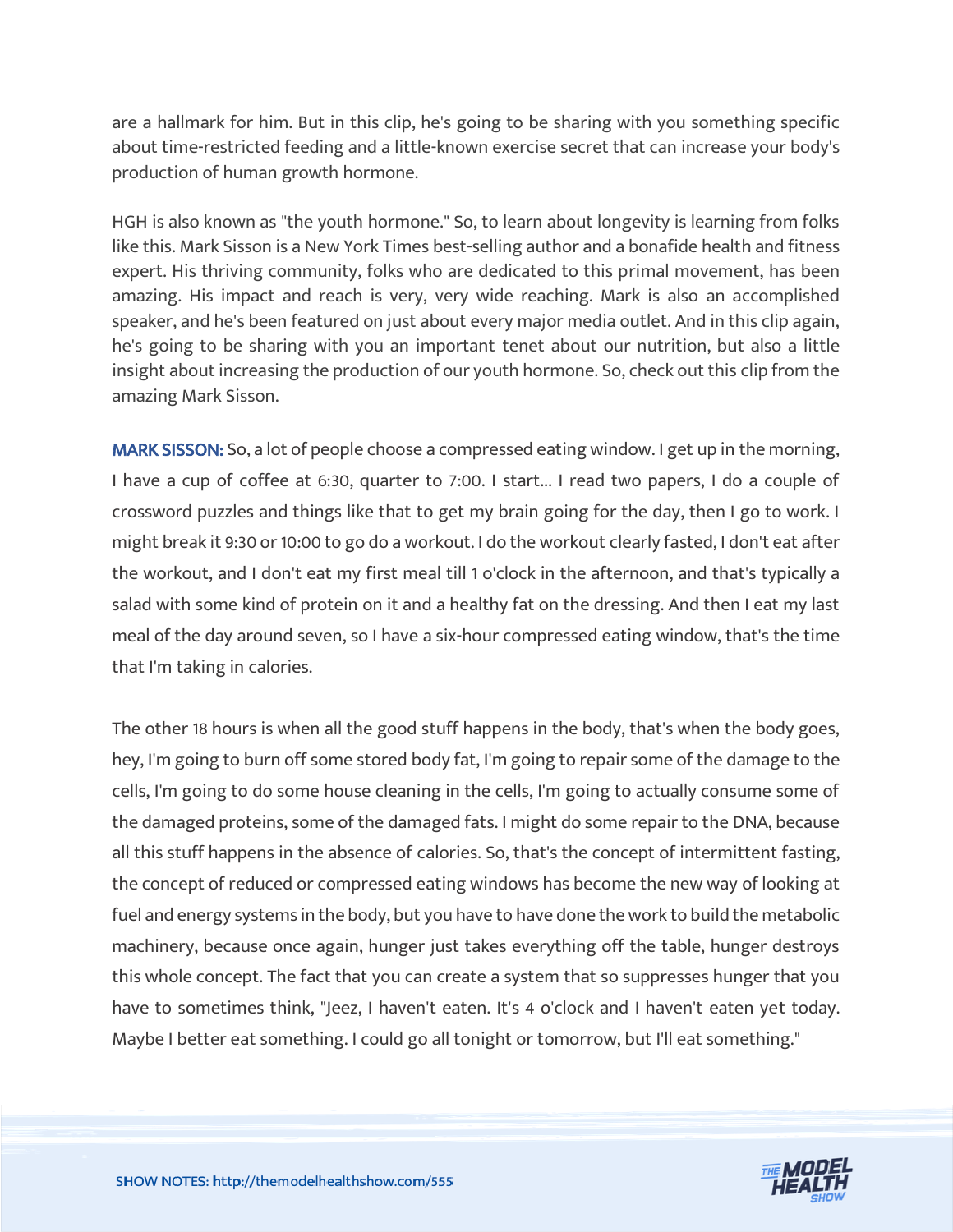are a hallmark for him. But in this clip, he's going to be sharing with you something specific about time-restricted feeding and a little-known exercise secret that can increase your body's production of human growth hormone.

HGH is also known as "the youth hormone." So, to learn about longevity is learning from folks like this. Mark Sisson is a New York Times best-selling author and a bonafide health and fitness expert. His thriving community, folks who are dedicated to this primal movement, has been amazing. His impact and reach is very, very wide reaching. Mark is also an accomplished speaker, and he's been featured on just about every major media outlet. And in this clip again, he's going to be sharing with you an important tenet about our nutrition, but also a little insight about increasing the production of our youth hormone. So, check out this clip from the amazing Mark Sisson.

**MARK SISSON:** So, a lot of people choose a compressed eating window. I get up in the morning, I have a cup of coffee at 6:30, quarter to 7:00. I start... I read two papers, I do a couple of crossword puzzles and things like that to get my brain going for the day, then I go to work. I might break it 9:30 or 10:00 to go do a workout. I do the workout clearly fasted, I don't eat after the workout, and I don't eat my first meal till 1 o'clock in the afternoon, and that's typically a salad with some kind of protein on it and a healthy fat on the dressing. And then I eat my last meal of the day around seven, so I have a six-hour compressed eating window, that's the time that I'm taking in calories.

The other 18 hours is when all the good stuff happens in the body, that's when the body goes, hey, I'm going to burn off some stored body fat, I'm going to repair some of the damage to the cells, I'm going to do some house cleaning in the cells, I'm going to actually consume some of the damaged proteins, some of the damaged fats. I might do some repair to the DNA, because all this stuff happens in the absence of calories. So, that's the concept of intermittent fasting, the concept of reduced or compressed eating windows has become the new way of looking at fuel and energy systems in the body, but you have to have done the work to build the metabolic machinery, because once again, hunger just takes everything off the table, hunger destroys this whole concept. The fact that you can create a system that so suppresses hunger that you have to sometimes think, "Jeez, I haven't eaten. It's 4 o'clock and I haven't eaten yet today. Maybe I better eat something. I could go all tonight or tomorrow, but I'll eat something."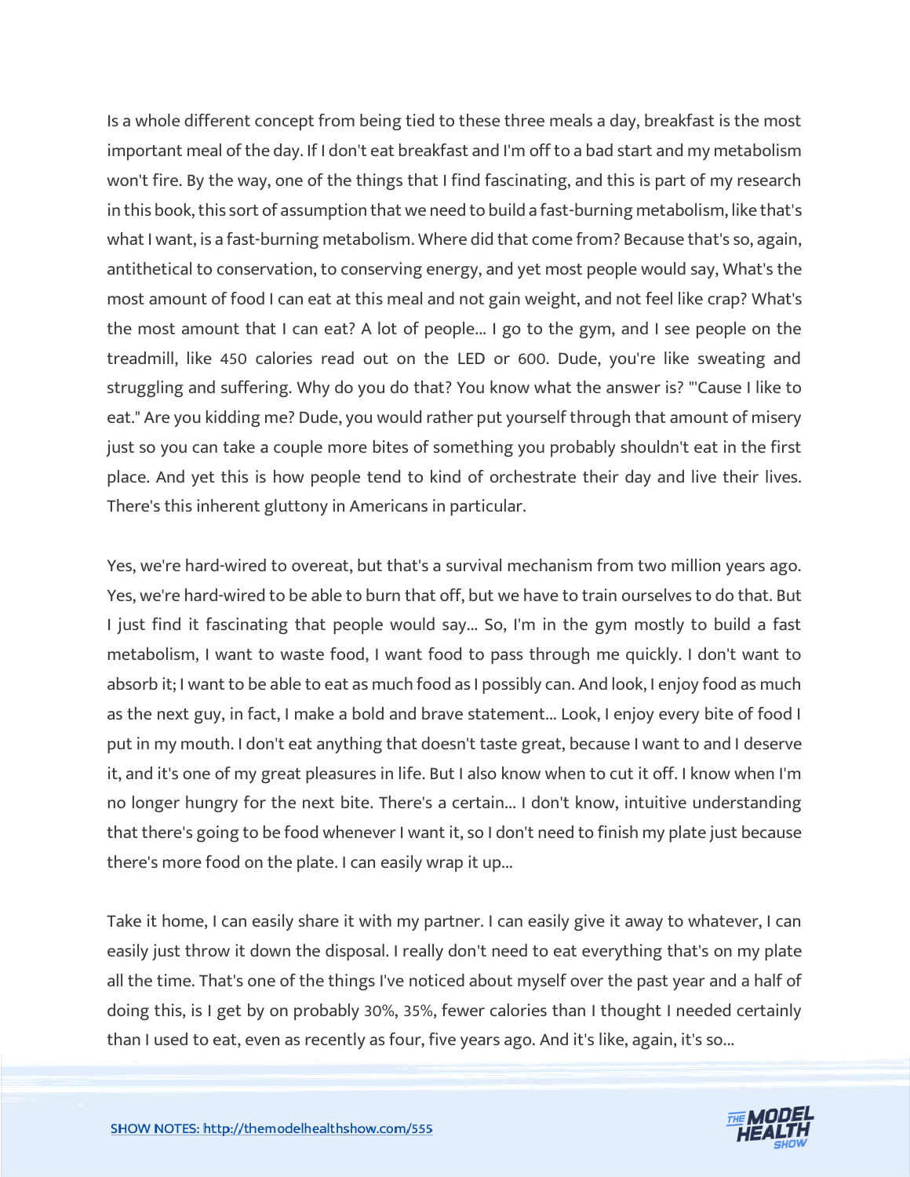Is a whole different concept from being tied to these three meals a day, breakfast is the most important meal of the day. If I don't eat breakfast and I'm off to a bad start and my metabolism won't fire. By the way, one of the things that I find fascinating, and this is part of my research in this book, this sort of assumption that we need to build a fast-burning metabolism, like that's what I want, is a fast-burning metabolism. Where did that come from? Because that's so, again, antithetical to conservation, to conserving energy, and yet most people would say, What's the most amount of food I can eat at this meal and not gain weight, and not feel like crap? What's the most amount that I can eat? A lot of people... I go to the gym, and I see people on the treadmill, like 450 calories read out on the LED or 600. Dude, you're like sweating and struggling and suffering. Why do you do that? You know what the answer is? "'Cause I like to eat." Are you kidding me? Dude, you would rather put yourself through that amount of misery just so you can take a couple more bites of something you probably shouldn't eat in the first place. And yet this is how people tend to kind of orchestrate their day and live their lives. There's this inherent gluttony in Americans in particular.

Yes, we're hard-wired to overeat, but that's a survival mechanism from two million years ago. Yes, we're hard-wired to be able to burn that off, but we have to train ourselves to do that. But I just find it fascinating that people would say... So, I'm in the gym mostly to build a fast metabolism, I want to waste food, I want food to pass through me quickly. I don't want to absorb it; I want to be able to eat as much food as I possibly can. And look, I enjoy food as much as the next guy, in fact, I make a bold and brave statement... Look, I enjoy every bite of food I put in my mouth. I don't eat anything that doesn't taste great, because I want to and I deserve it, and it's one of my great pleasures in life. But I also know when to cut it off. I know when I'm no longer hungry for the next bite. There's a certain... I don't know, intuitive understanding that there's going to be food whenever I want it, so I don't need to finish my plate just because there's more food on the plate. I can easily wrap it up...

Take it home, I can easily share it with my partner. I can easily give it away to whatever, I can easily just throw it down the disposal. I really don't need to eat everything that's on my plate all the time. That's one of the things I've noticed about myself over the past year and a half of doing this, is I get by on probably 30%, 35%, fewer calories than I thought I needed certainly than I used to eat, even as recently as four, five years ago. And it's like, again, it's so...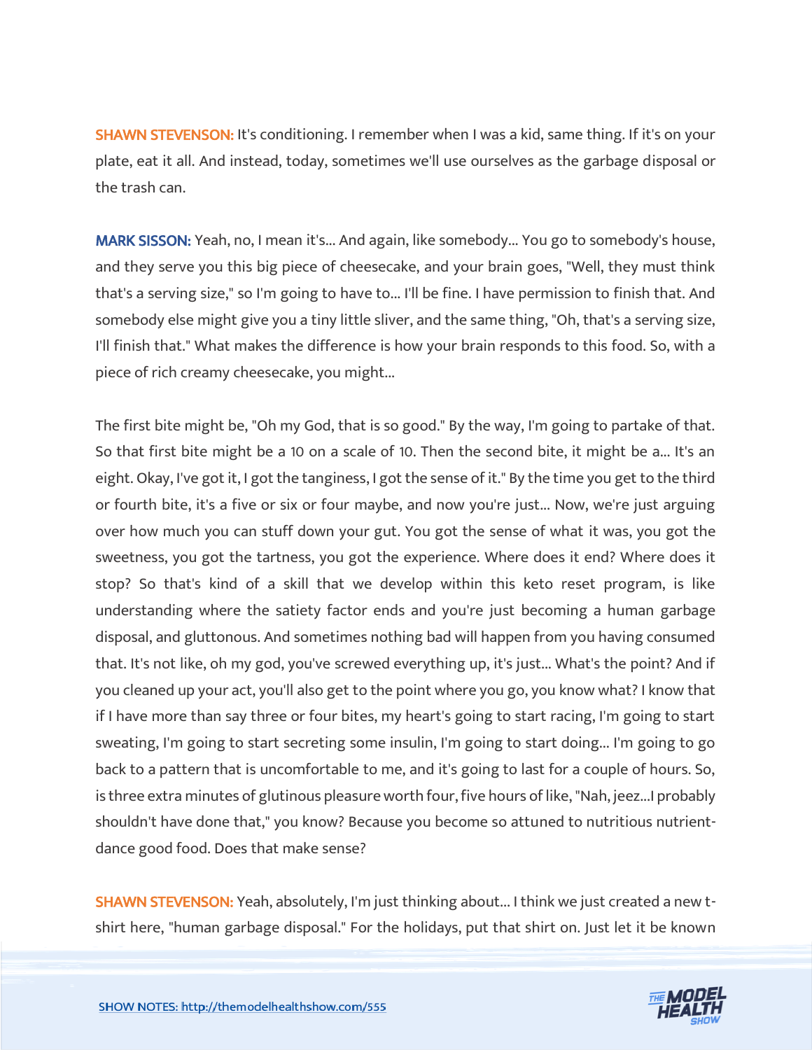**SHAWN STEVENSON:** It's conditioning. I remember when I was a kid, same thing. If it's on your plate, eat it all. And instead, today, sometimes we'll use ourselves as the garbage disposal or the trash can.

**MARK SISSON:** Yeah, no, I mean it's... And again, like somebody... You go to somebody's house, and they serve you this big piece of cheesecake, and your brain goes, "Well, they must think that's a serving size," so I'm going to have to... I'll be fine. I have permission to finish that. And somebody else might give you a tiny little sliver, and the same thing, "Oh, that's a serving size, I'll finish that." What makes the difference is how your brain responds to this food. So, with a piece of rich creamy cheesecake, you might...

The first bite might be, "Oh my God, that is so good." By the way, I'm going to partake of that. So that first bite might be a 10 on a scale of 10. Then the second bite, it might be a... It's an eight. Okay, I've got it, I got the tanginess, I got the sense of it." By the time you get to the third or fourth bite, it's a five or six or four maybe, and now you're just... Now, we're just arguing over how much you can stuff down your gut. You got the sense of what it was, you got the sweetness, you got the tartness, you got the experience. Where does it end? Where does it stop? So that's kind of a skill that we develop within this keto reset program, is like understanding where the satiety factor ends and you're just becoming a human garbage disposal, and gluttonous. And sometimes nothing bad will happen from you having consumed that. It's not like, oh my god, you've screwed everything up, it's just... What's the point? And if you cleaned up your act, you'll also get to the point where you go, you know what? I know that if I have more than say three or four bites, my heart's going to start racing, I'm going to start sweating, I'm going to start secreting some insulin, I'm going to start doing... I'm going to go back to a pattern that is uncomfortable to me, and it's going to last for a couple of hours. So, is three extra minutes of glutinous pleasure worth four, five hours of like, "Nah, jeez...I probably shouldn't have done that," you know? Because you become so attuned to nutritious nutrient-dance good food. Does that make sense?

**SHAWN STEVENSON:** Yeah, absolutely, I'm just thinking about... I think we just created a new t-shirt here, "human garbage disposal." For the holidays, put that shirt on. Just let it be known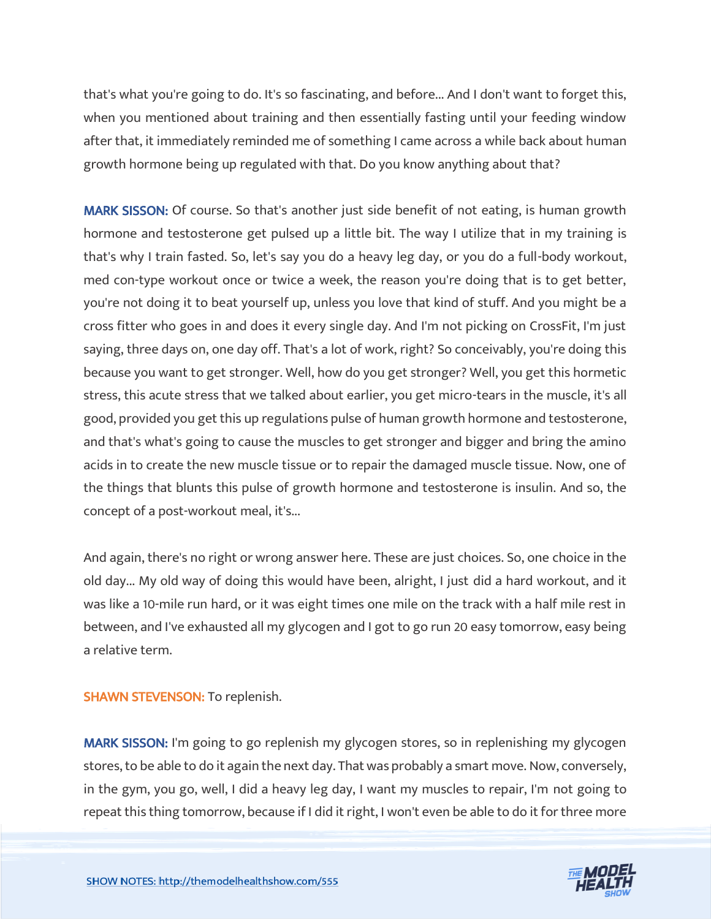that's what you're going to do. It's so fascinating, and before... And I don't want to forget this, when you mentioned about training and then essentially fasting until your feeding window after that, it immediately reminded me of something I came across a while back about human growth hormone being up regulated with that. Do you know anything about that?

**MARK SISSON:** Of course. So that's another just side benefit of not eating, is human growth hormone and testosterone get pulsed up a little bit. The way I utilize that in my training is that's why I train fasted. So, let's say you do a heavy leg day, or you do a full-body workout, med con-type workout once or twice a week, the reason you're doing that is to get better, you're not doing it to beat yourself up, unless you love that kind of stuff. And you might be a cross fitter who goes in and does it every single day. And I'm not picking on CrossFit, I'm just saying, three days on, one day off. That's a lot of work, right? So conceivably, you're doing this because you want to get stronger. Well, how do you get stronger? Well, you get this hormetic stress, this acute stress that we talked about earlier, you get micro-tears in the muscle, it's all good, provided you get this up regulations pulse of human growth hormone and testosterone, and that's what's going to cause the muscles to get stronger and bigger and bring the amino acids in to create the new muscle tissue or to repair the damaged muscle tissue. Now, one of the things that blunts this pulse of growth hormone and testosterone is insulin. And so, the concept of a post-workout meal, it's...

And again, there's no right or wrong answer here. These are just choices. So, one choice in the old day... My old way of doing this would have been, alright, I just did a hard workout, and it was like a 10-mile run hard, or it was eight times one mile on the track with a half mile rest in between, and I've exhausted all my glycogen and I got to go run 20 easy tomorrow, easy being a relative term.

**SHAWN STEVENSON:** To replenish.

**MARK SISSON:** I'm going to go replenish my glycogen stores, so in replenishing my glycogen stores, to be able to do it again the next day. That was probably a smart move. Now, conversely, in the gym, you go, well, I did a heavy leg day, I want my muscles to repair, I'm not going to repeat this thing tomorrow, because if I did it right, I won't even be able to do it for three more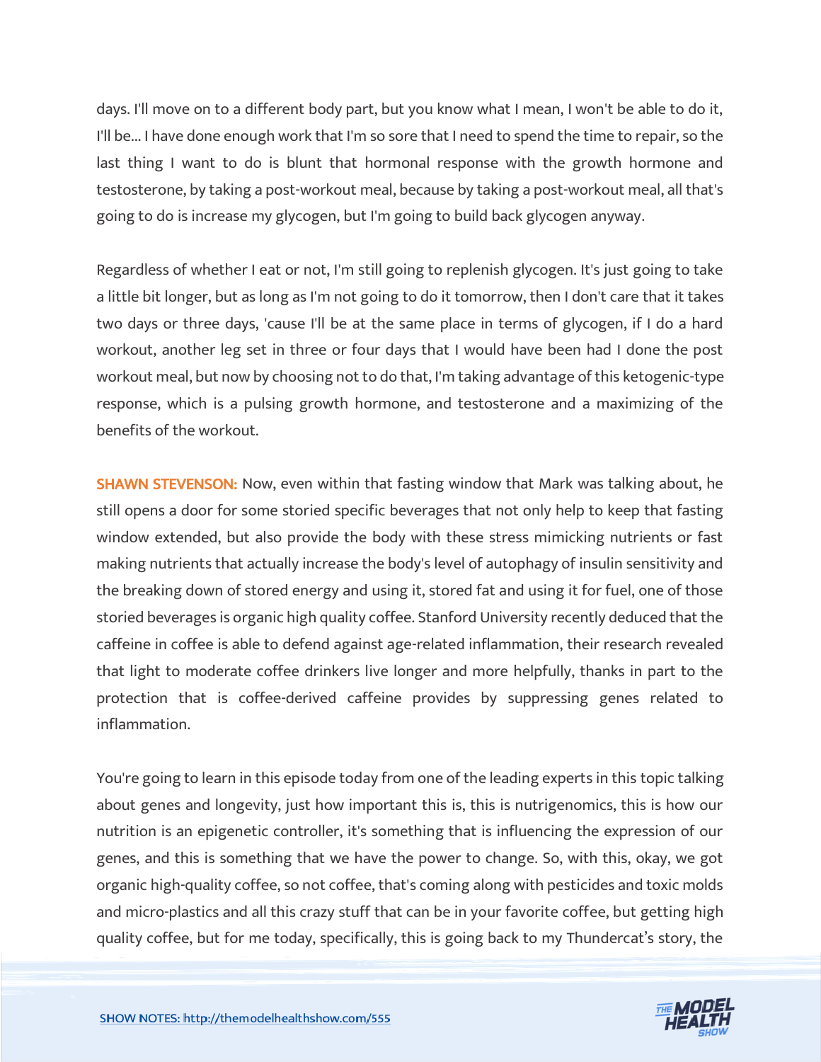days. I'll move on to a different body part, but you know what I mean, I won't be able to do it, I'll be... I have done enough work that I'm so sore that I need to spend the time to repair, so the last thing I want to do is blunt that hormonal response with the growth hormone and testosterone, by taking a post-workout meal, because by taking a post-workout meal, all that's going to do is increase my glycogen, but I'm going to build back glycogen anyway.

Regardless of whether I eat or not, I'm still going to replenish glycogen. It's just going to take a little bit longer, but as long as I'm not going to do it tomorrow, then I don't care that it takes two days or three days, 'cause I'll be at the same place in terms of glycogen, if I do a hard workout, another leg set in three or four days that I would have been had I done the post workout meal, but now by choosing not to do that, I'm taking advantage of this ketogenic-type response, which is a pulsing growth hormone, and testosterone and a maximizing of the benefits of the workout.

**SHAWN STEVENSON:** Now, even within that fasting window that Mark was talking about, he still opens a door for some storied specific beverages that not only help to keep that fasting window extended, but also provide the body with these stress mimicking nutrients or fast making nutrients that actually increase the body's level of autophagy of insulin sensitivity and the breaking down of stored energy and using it, stored fat and using it for fuel, one of those storied beverages is organic high quality coffee. Stanford University recently deduced that the caffeine in coffee is able to defend against age-related inflammation, their research revealed that light to moderate coffee drinkers live longer and more helpfully, thanks in part to the protection that is coffee-derived caffeine provides by suppressing genes related to inflammation.

You're going to learn in this episode today from one of the leading experts in this topic talking about genes and longevity, just how important this is, this is nutrigenomics, this is how our nutrition is an epigenetic controller, it's something that is influencing the expression of our genes, and this is something that we have the power to change. So, with this, okay, we got organic high-quality coffee, so not coffee, that's coming along with pesticides and toxic molds and micro-plastics and all this crazy stuff that can be in your favorite coffee, but getting high quality coffee, but for me today, specifically, this is going back to my Thundercat's story, the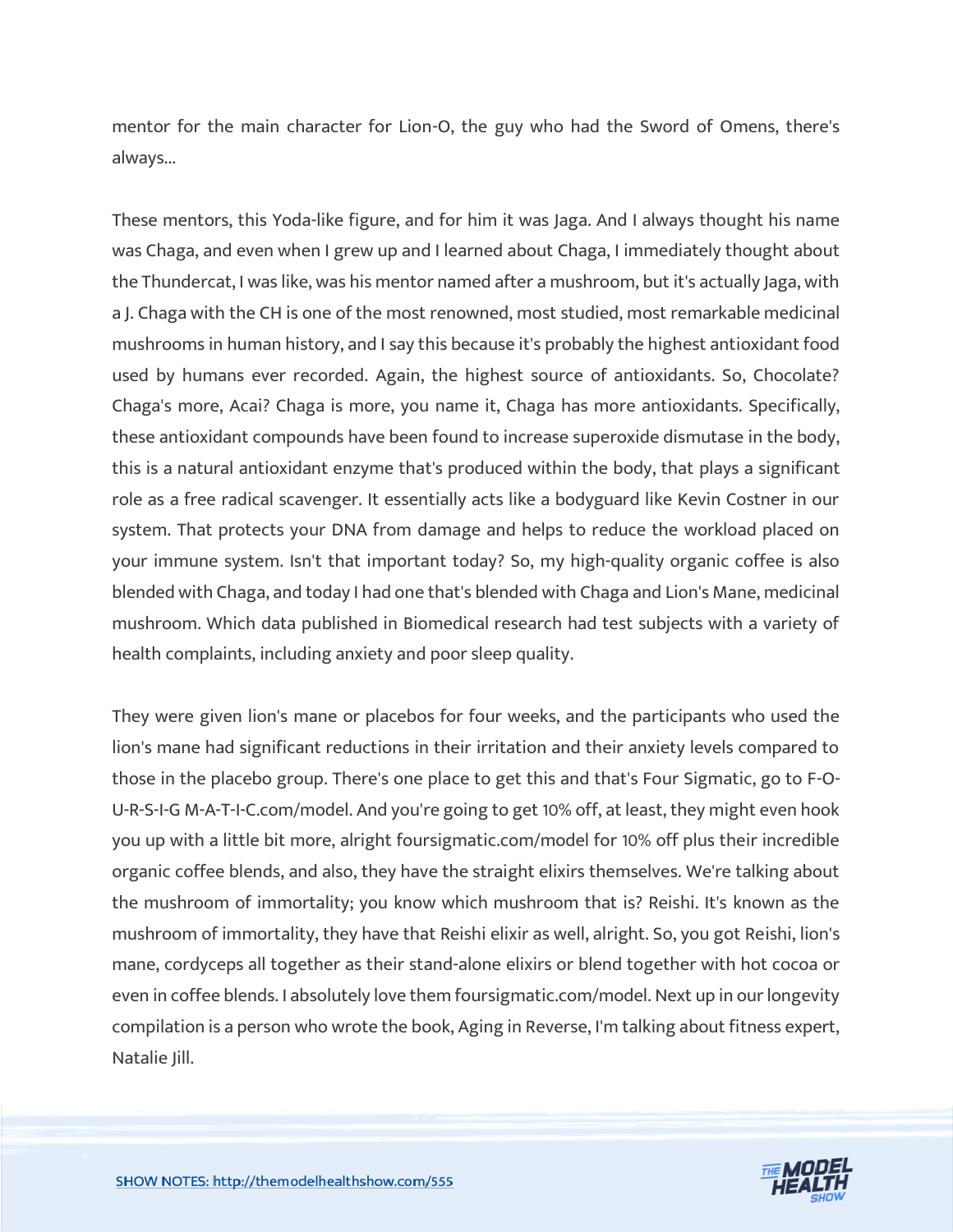mentor for the main character for Lion-O, the guy who had the Sword of Omens, there's always...

These mentors, this Yoda-like figure, and for him it was Jaga. And I always thought his name was Chaga, and even when I grew up and I learned about Chaga, I immediately thought about the Thundercat, I was like, was his mentor named after a mushroom, but it's actually Jaga, with a J. Chaga with the CH is one of the most renowned, most studied, most remarkable medicinal mushrooms in human history, and I say this because it's probably the highest antioxidant food used by humans ever recorded. Again, the highest source of antioxidants. So, Chocolate? Chaga's more, Acai? Chaga is more, you name it, Chaga has more antioxidants. Specifically, these antioxidant compounds have been found to increase superoxide dismutase in the body, this is a natural antioxidant enzyme that's produced within the body, that plays a significant role as a free radical scavenger. It essentially acts like a bodyguard like Kevin Costner in our system. That protects your DNA from damage and helps to reduce the workload placed on your immune system. Isn't that important today? So, my high-quality organic coffee is also blended with Chaga, and today I had one that's blended with Chaga and Lion's Mane, medicinal mushroom. Which data published in Biomedical research had test subjects with a variety of health complaints, including anxiety and poor sleep quality.

They were given lion's mane or placebos for four weeks, and the participants who used the lion's mane had significant reductions in their irritation and their anxiety levels compared to those in the placebo group. There's one place to get this and that's Four Sigmatic, go to F-O-U-R-S-I-G M-A-T-I-C.com/model. And you're going to get 10% off, at least, they might even hook you up with a little bit more, alright foursigmatic.com/model for 10% off plus their incredible organic coffee blends, and also, they have the straight elixirs themselves. We're talking about the mushroom of immortality; you know which mushroom that is? Reishi. It's known as the mushroom of immortality, they have that Reishi elixir as well, alright. So, you got Reishi, lion's mane, cordyceps all together as their stand-alone elixirs or blend together with hot cocoa or even in coffee blends. I absolutely love them foursigmatic.com/model. Next up in our longevity compilation is a person who wrote the book, Aging in Reverse, I'm talking about fitness expert, Natalie Jill.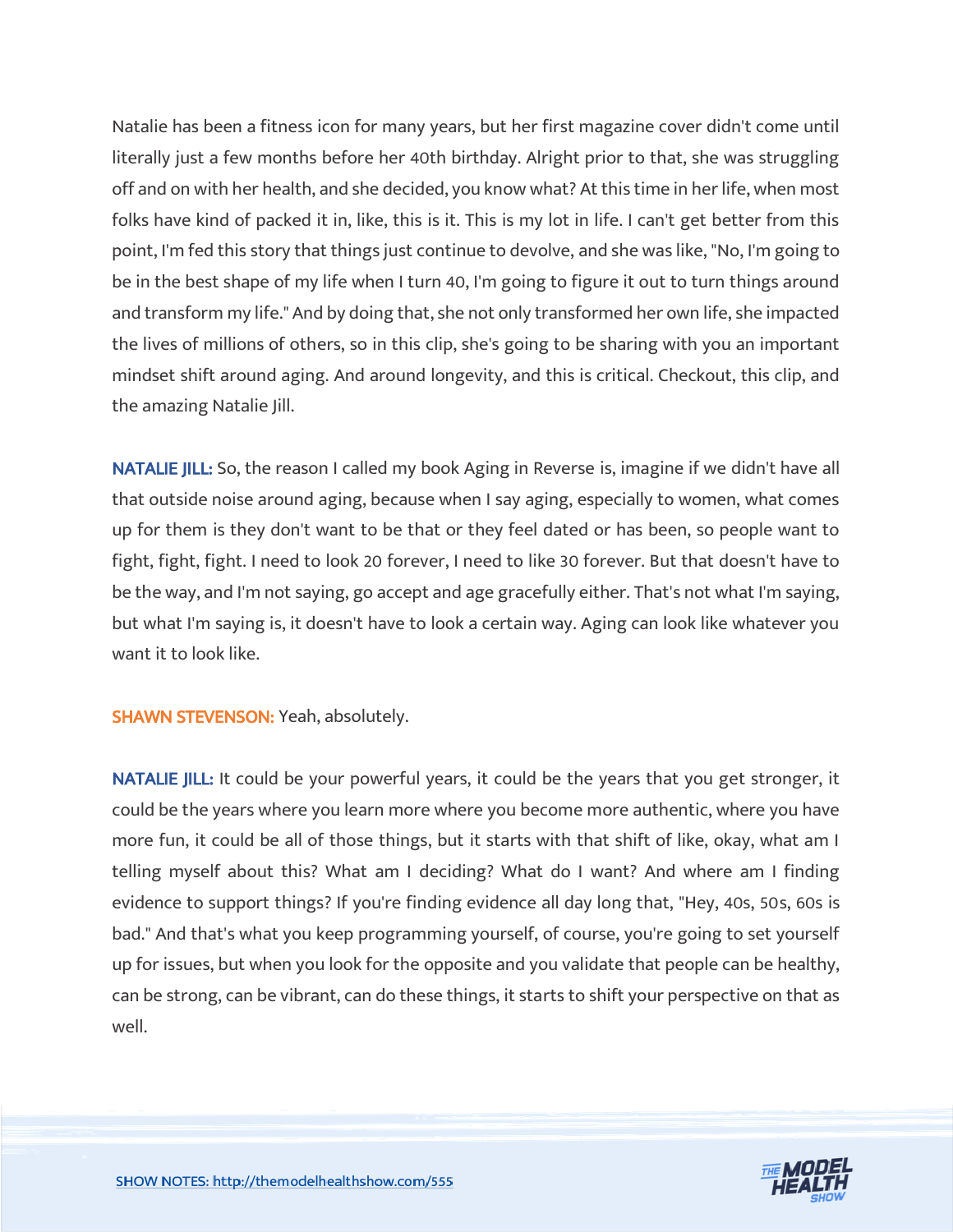Natalie has been a fitness icon for many years, but her first magazine cover didn't come until literally just a few months before her 40th birthday. Alright prior to that, she was struggling off and on with her health, and she decided, you know what? At this time in her life, when most folks have kind of packed it in, like, this is it. This is my lot in life. I can't get better from this point, I'm fed this story that things just continue to devolve, and she was like, "No, I'm going to be in the best shape of my life when I turn 40, I'm going to figure it out to turn things around and transform my life." And by doing that, she not only transformed her own life, she impacted the lives of millions of others, so in this clip, she's going to be sharing with you an important mindset shift around aging. And around longevity, and this is critical. Checkout, this clip, and the amazing Natalie Jill.

**NATALIE JILL:** So, the reason I called my book Aging in Reverse is, imagine if we didn't have all that outside noise around aging, because when I say aging, especially to women, what comes up for them is they don't want to be that or they feel dated or has been, so people want to fight, fight, fight. I need to look 20 forever, I need to like 30 forever. But that doesn't have to be the way, and I'm not saying, go accept and age gracefully either. That's not what I'm saying, but what I'm saying is, it doesn't have to look a certain way. Aging can look like whatever you want it to look like.

**SHAWN STEVENSON:** Yeah, absolutely.

**NATALIE JILL:** It could be your powerful years, it could be the years that you get stronger, it could be the years where you learn more where you become more authentic, where you have more fun, it could be all of those things, but it starts with that shift of like, okay, what am I telling myself about this? What am I deciding? What do I want? And where am I finding evidence to support things? If you're finding evidence all day long that, "Hey, 40s, 50s, 60s is bad." And that's what you keep programming yourself, of course, you're going to set yourself up for issues, but when you look for the opposite and you validate that people can be healthy, can be strong, can be vibrant, can do these things, it starts to shift your perspective on that as well.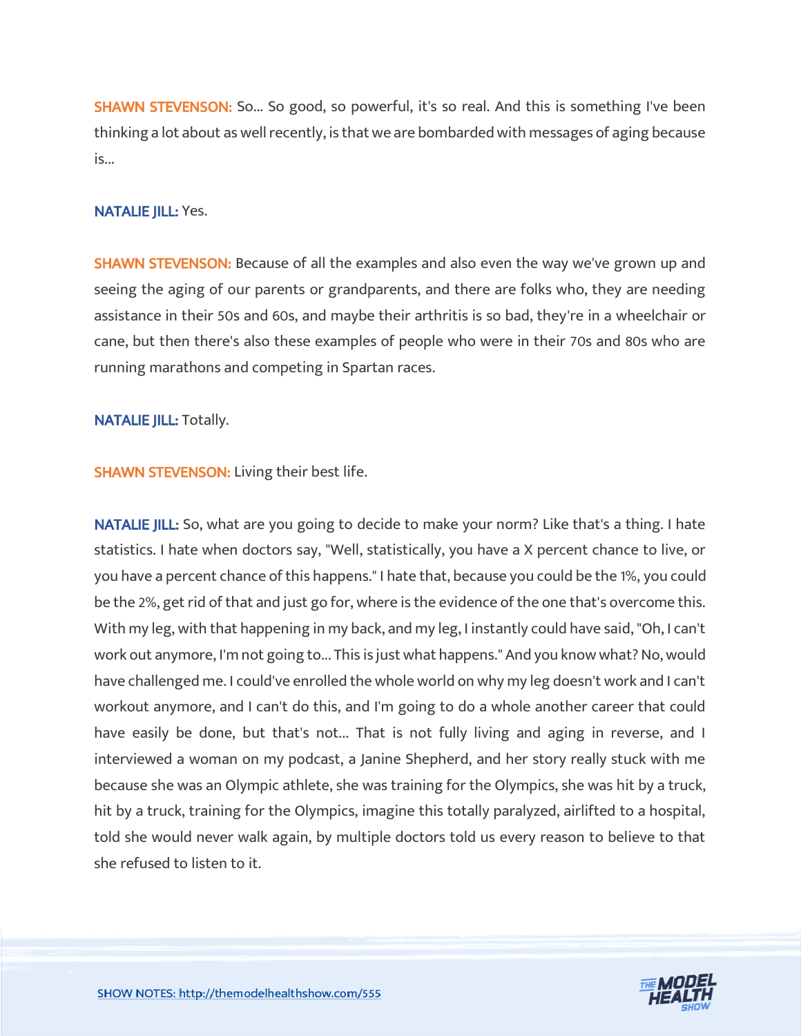**SHAWN STEVENSON:** So... So good, so powerful, it's so real. And this is something I've been thinking a lot about as well recently, is that we are bombarded with messages of aging because is...

**NATALIE JILL:** Yes.

**SHAWN STEVENSON:** Because of all the examples and also even the way we've grown up and seeing the aging of our parents or grandparents, and there are folks who, they are needing assistance in their 50s and 60s, and maybe their arthritis is so bad, they're in a wheelchair or cane, but then there's also these examples of people who were in their 70s and 80s who are running marathons and competing in Spartan races.

**NATALIE JILL:** Totally.

**SHAWN STEVENSON:** Living their best life.

**NATALIE JILL:** So, what are you going to decide to make your norm? Like that's a thing. I hate statistics. I hate when doctors say, "Well, statistically, you have a X percent chance to live, or you have a percent chance of this happens." I hate that, because you could be the 1%, you could be the 2%, get rid of that and just go for, where is the evidence of the one that's overcome this. With my leg, with that happening in my back, and my leg, I instantly could have said, "Oh, I can't work out anymore, I'm not going to... This is just what happens." And you know what? No, would have challenged me. I could've enrolled the whole world on why my leg doesn't work and I can't workout anymore, and I can't do this, and I'm going to do a whole another career that could have easily be done, but that's not... That is not fully living and aging in reverse, and I interviewed a woman on my podcast, a Janine Shepherd, and her story really stuck with me because she was an Olympic athlete, she was training for the Olympics, she was hit by a truck, hit by a truck, training for the Olympics, imagine this totally paralyzed, airlifted to a hospital, told she would never walk again, by multiple doctors told us every reason to believe to that she refused to listen to it.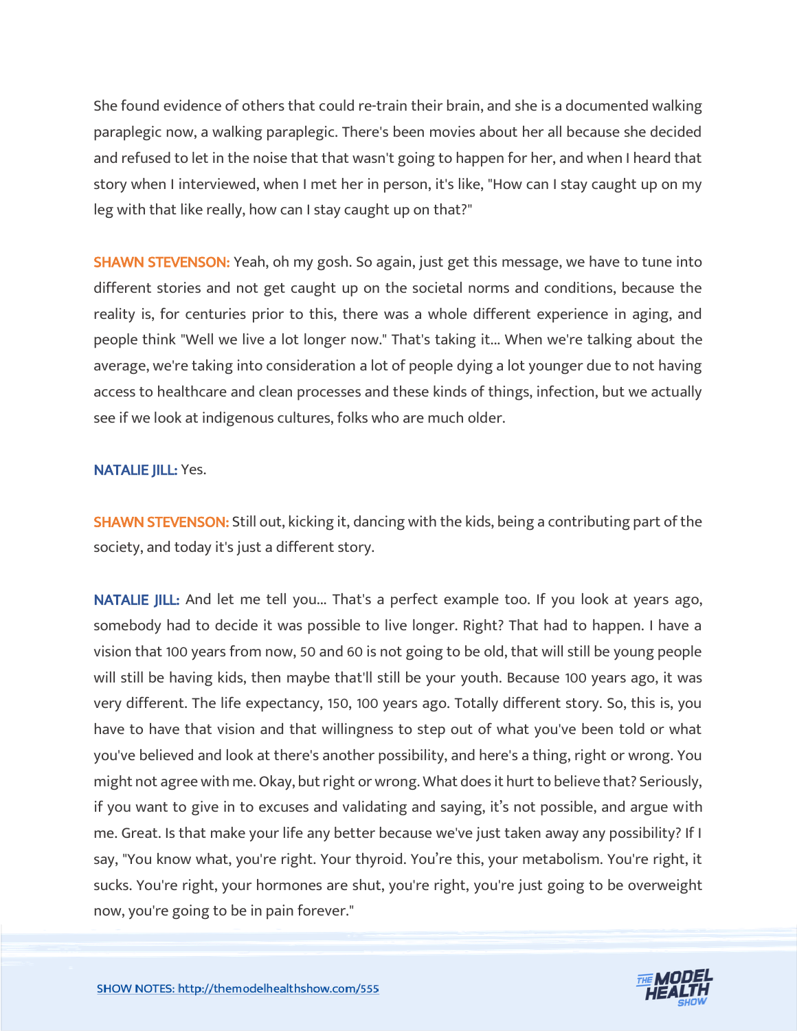She found evidence of others that could re-train their brain, and she is a documented walking paraplegic now, a walking paraplegic. There's been movies about her all because she decided and refused to let in the noise that that wasn't going to happen for her, and when I heard that story when I interviewed, when I met her in person, it's like, "How can I stay caught up on my leg with that like really, how can I stay caught up on that?"

**SHAWN STEVENSON:** Yeah, oh my gosh. So again, just get this message, we have to tune into different stories and not get caught up on the societal norms and conditions, because the reality is, for centuries prior to this, there was a whole different experience in aging, and people think "Well we live a lot longer now." That's taking it... When we're talking about the average, we're taking into consideration a lot of people dying a lot younger due to not having access to healthcare and clean processes and these kinds of things, infection, but we actually see if we look at indigenous cultures, folks who are much older.

**NATALIE JILL:** Yes.

**SHAWN STEVENSON:** Still out, kicking it, dancing with the kids, being a contributing part of the society, and today it's just a different story.

**NATALIE JILL:** And let me tell you... That's a perfect example too. If you look at years ago, somebody had to decide it was possible to live longer. Right? That had to happen. I have a vision that 100 years from now, 50 and 60 is not going to be old, that will still be young people will still be having kids, then maybe that'll still be your youth. Because 100 years ago, it was very different. The life expectancy, 150, 100 years ago. Totally different story. So, this is, you have to have that vision and that willingness to step out of what you've been told or what you've believed and look at there's another possibility, and here's a thing, right or wrong. You might not agree with me. Okay, but right or wrong. What does it hurt to believe that? Seriously, if you want to give in to excuses and validating and saying, it's not possible, and argue with me. Great. Is that make your life any better because we've just taken away any possibility? If I say, "You know what, you're right. Your thyroid. You're this, your metabolism. You're right, it sucks. You're right, your hormones are shut, you're right, you're just going to be overweight now, you're going to be in pain forever."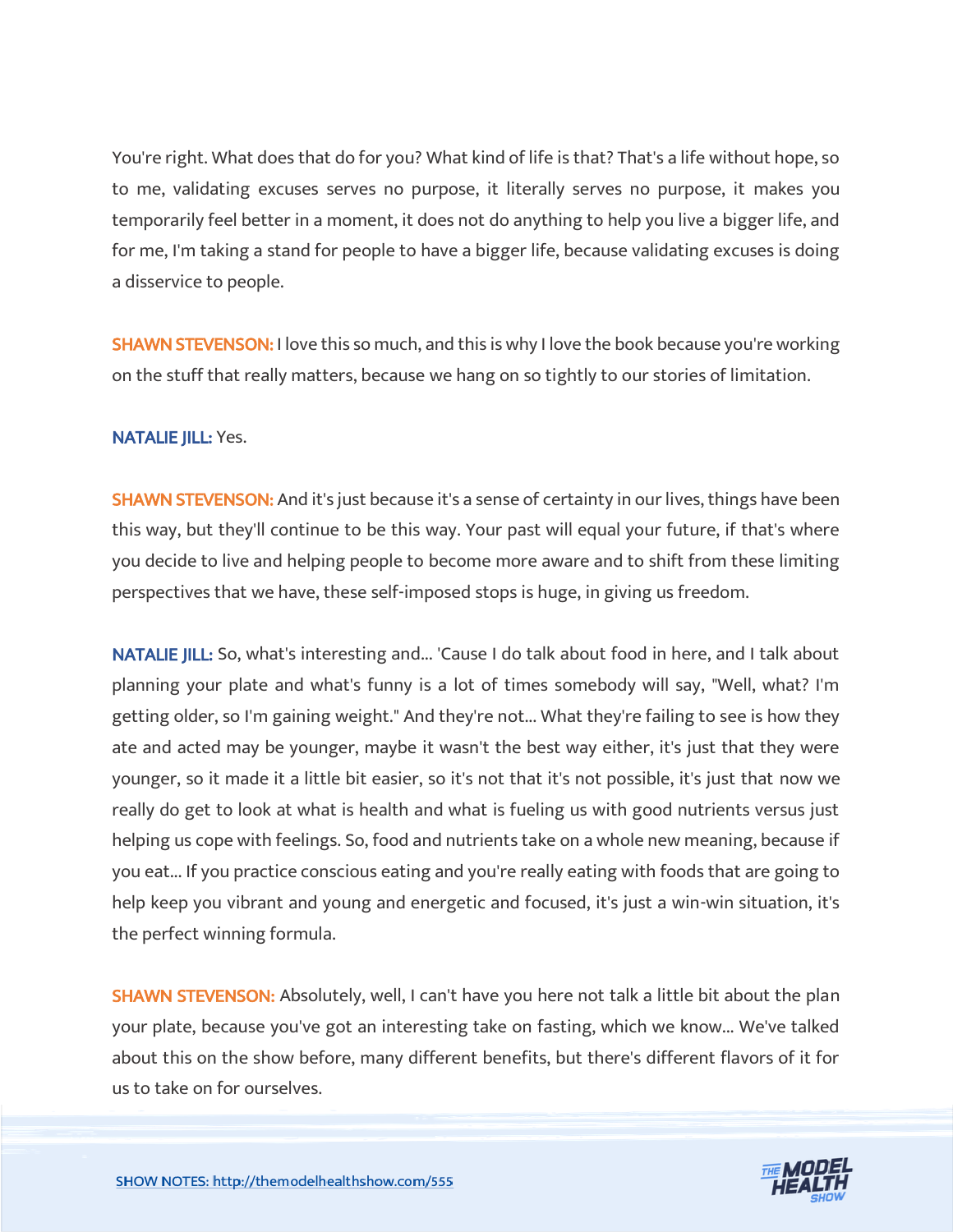You're right. What does that do for you? What kind of life is that? That's a life without hope, so to me, validating excuses serves no purpose, it literally serves no purpose, it makes you temporarily feel better in a moment, it does not do anything to help you live a bigger life, and for me, I'm taking a stand for people to have a bigger life, because validating excuses is doing a disservice to people.

**SHAWN STEVENSON:** I love this so much, and this is why I love the book because you're working on the stuff that really matters, because we hang on so tightly to our stories of limitation.

**NATALIE JILL:** Yes.

**SHAWN STEVENSON:** And it's just because it's a sense of certainty in our lives, things have been this way, but they'll continue to be this way. Your past will equal your future, if that's where you decide to live and helping people to become more aware and to shift from these limiting perspectives that we have, these self-imposed stops is huge, in giving us freedom.

**NATALIE JILL:** So, what's interesting and... 'Cause I do talk about food in here, and I talk about planning your plate and what's funny is a lot of times somebody will say, "Well, what? I'm getting older, so I'm gaining weight." And they're not... What they're failing to see is how they ate and acted may be younger, maybe it wasn't the best way either, it's just that they were younger, so it made it a little bit easier, so it's not that it's not possible, it's just that now we really do get to look at what is health and what is fueling us with good nutrients versus just helping us cope with feelings. So, food and nutrients take on a whole new meaning, because if you eat... If you practice conscious eating and you're really eating with foods that are going to help keep you vibrant and young and energetic and focused, it's just a win-win situation, it's the perfect winning formula.

**SHAWN STEVENSON:** Absolutely, well, I can't have you here not talk a little bit about the plan your plate, because you've got an interesting take on fasting, which we know... We've talked about this on the show before, many different benefits, but there's different flavors of it for us to take on for ourselves.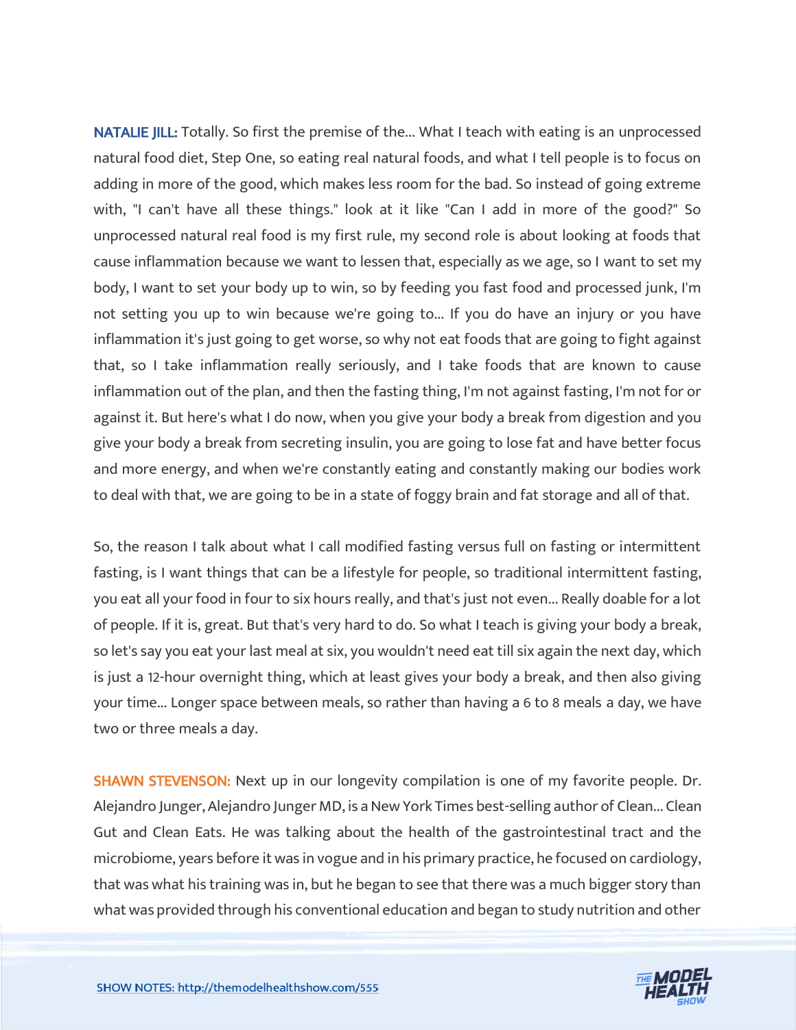**NATALIE JILL:** Totally. So first the premise of the... What I teach with eating is an unprocessed natural food diet, Step One, so eating real natural foods, and what I tell people is to focus on adding in more of the good, which makes less room for the bad. So instead of going extreme with, "I can't have all these things." look at it like "Can I add in more of the good?" So unprocessed natural real food is my first rule, my second role is about looking at foods that cause inflammation because we want to lessen that, especially as we age, so I want to set my body, I want to set your body up to win, so by feeding you fast food and processed junk, I'm not setting you up to win because we're going to... If you do have an injury or you have inflammation it's just going to get worse, so why not eat foods that are going to fight against that, so I take inflammation really seriously, and I take foods that are known to cause inflammation out of the plan, and then the fasting thing, I'm not against fasting, I'm not for or against it. But here's what I do now, when you give your body a break from digestion and you give your body a break from secreting insulin, you are going to lose fat and have better focus and more energy, and when we're constantly eating and constantly making our bodies work to deal with that, we are going to be in a state of foggy brain and fat storage and all of that.

So, the reason I talk about what I call modified fasting versus full on fasting or intermittent fasting, is I want things that can be a lifestyle for people, so traditional intermittent fasting, you eat all your food in four to six hours really, and that's just not even... Really doable for a lot of people. If it is, great. But that's very hard to do. So what I teach is giving your body a break, so let's say you eat your last meal at six, you wouldn't need eat till six again the next day, which is just a 12-hour overnight thing, which at least gives your body a break, and then also giving your time... Longer space between meals, so rather than having a 6 to 8 meals a day, we have two or three meals a day.

**SHAWN STEVENSON:** Next up in our longevity compilation is one of my favorite people. Dr. Alejandro Junger, Alejandro Junger MD, is a New York Times best-selling author of Clean... Clean Gut and Clean Eats. He was talking about the health of the gastrointestinal tract and the microbiome, years before it was in vogue and in his primary practice, he focused on cardiology, that was what his training was in, but he began to see that there was a much bigger story than what was provided through his conventional education and began to study nutrition and other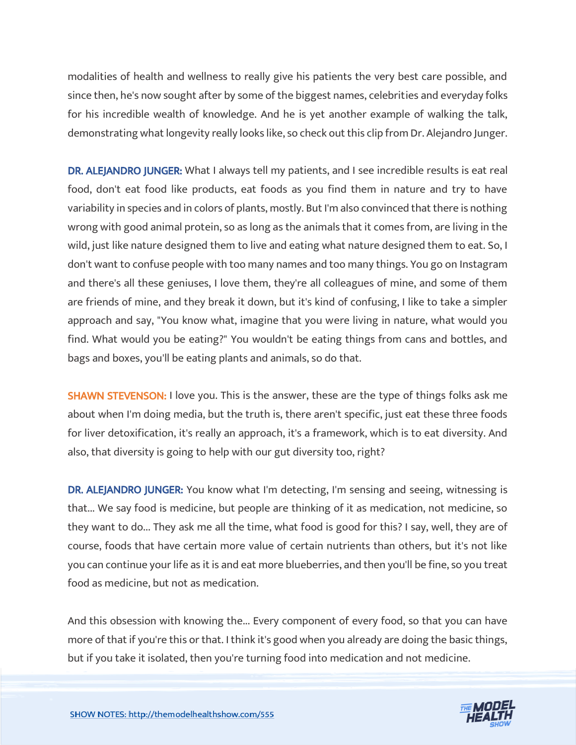modalities of health and wellness to really give his patients the very best care possible, and since then, he's now sought after by some of the biggest names, celebrities and everyday folks for his incredible wealth of knowledge. And he is yet another example of walking the talk, demonstrating what longevity really looks like, so check out this clip from Dr. Alejandro Junger.

**DR. ALEJANDRO JUNGER:** What I always tell my patients, and I see incredible results is eat real food, don't eat food like products, eat foods as you find them in nature and try to have variability in species and in colors of plants, mostly. But I'm also convinced that there is nothing wrong with good animal protein, so as long as the animals that it comes from, are living in the wild, just like nature designed them to live and eating what nature designed them to eat. So, I don't want to confuse people with too many names and too many things. You go on Instagram and there's all these geniuses, I love them, they're all colleagues of mine, and some of them are friends of mine, and they break it down, but it's kind of confusing, I like to take a simpler approach and say, "You know what, imagine that you were living in nature, what would you find. What would you be eating?" You wouldn't be eating things from cans and bottles, and bags and boxes, you'll be eating plants and animals, so do that.

**SHAWN STEVENSON:** I love you. This is the answer, these are the type of things folks ask me about when I'm doing media, but the truth is, there aren't specific, just eat these three foods for liver detoxification, it's really an approach, it's a framework, which is to eat diversity. And also, that diversity is going to help with our gut diversity too, right?

**DR. ALEJANDRO JUNGER:** You know what I'm detecting, I'm sensing and seeing, witnessing is that... We say food is medicine, but people are thinking of it as medication, not medicine, so they want to do... They ask me all the time, what food is good for this? I say, well, they are of course, foods that have certain more value of certain nutrients than others, but it's not like you can continue your life as it is and eat more blueberries, and then you'll be fine, so you treat food as medicine, but not as medication.

And this obsession with knowing the... Every component of every food, so that you can have more of that if you're this or that. I think it's good when you already are doing the basic things, but if you take it isolated, then you're turning food into medication and not medicine.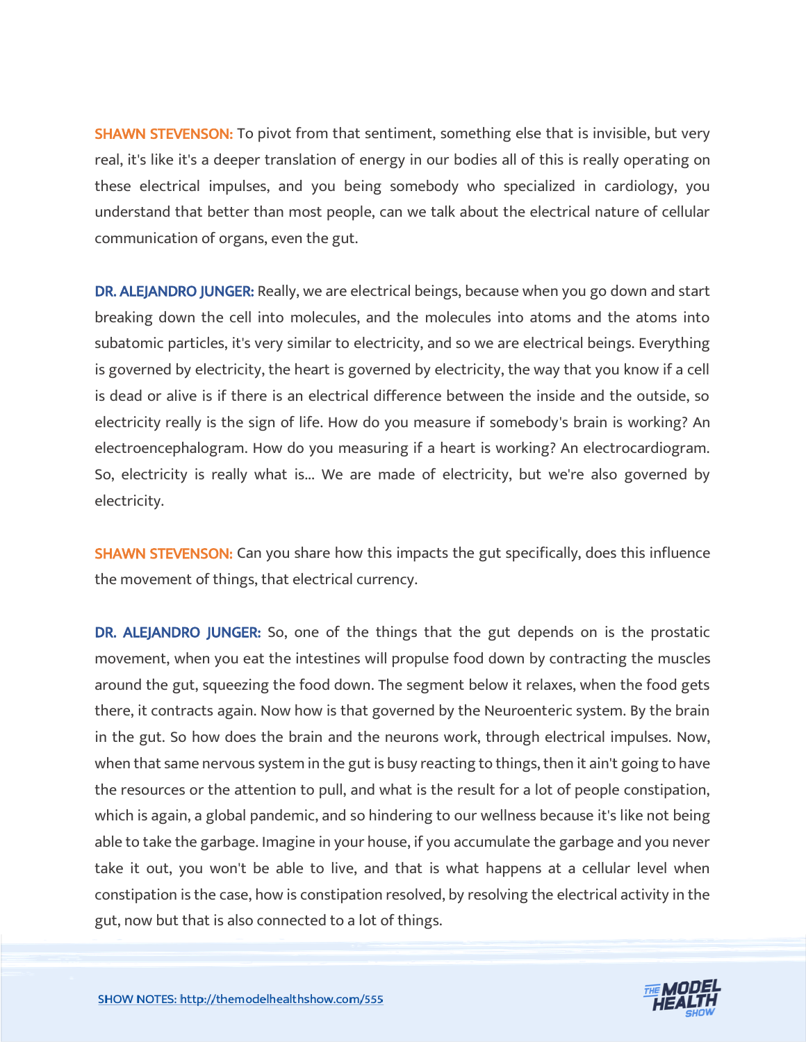**SHAWN STEVENSON:** To pivot from that sentiment, something else that is invisible, but very real, it's like it's a deeper translation of energy in our bodies all of this is really operating on these electrical impulses, and you being somebody who specialized in cardiology, you understand that better than most people, can we talk about the electrical nature of cellular communication of organs, even the gut.

**DR. ALEJANDRO JUNGER:** Really, we are electrical beings, because when you go down and start breaking down the cell into molecules, and the molecules into atoms and the atoms into subatomic particles, it's very similar to electricity, and so we are electrical beings. Everything is governed by electricity, the heart is governed by electricity, the way that you know if a cell is dead or alive is if there is an electrical difference between the inside and the outside, so electricity really is the sign of life. How do you measure if somebody's brain is working? An electroencephalogram. How do you measuring if a heart is working? An electrocardiogram. So, electricity is really what is... We are made of electricity, but we're also governed by electricity.

**SHAWN STEVENSON:** Can you share how this impacts the gut specifically, does this influence the movement of things, that electrical currency.

**DR. ALEJANDRO JUNGER:** So, one of the things that the gut depends on is the prostatic movement, when you eat the intestines will propulse food down by contracting the muscles around the gut, squeezing the food down. The segment below it relaxes, when the food gets there, it contracts again. Now how is that governed by the Neuroenteric system. By the brain in the gut. So how does the brain and the neurons work, through electrical impulses. Now, when that same nervous system in the gut is busy reacting to things, then it ain't going to have the resources or the attention to pull, and what is the result for a lot of people constipation, which is again, a global pandemic, and so hindering to our wellness because it's like not being able to take the garbage. Imagine in your house, if you accumulate the garbage and you never take it out, you won't be able to live, and that is what happens at a cellular level when constipation is the case, how is constipation resolved, by resolving the electrical activity in the gut, now but that is also connected to a lot of things.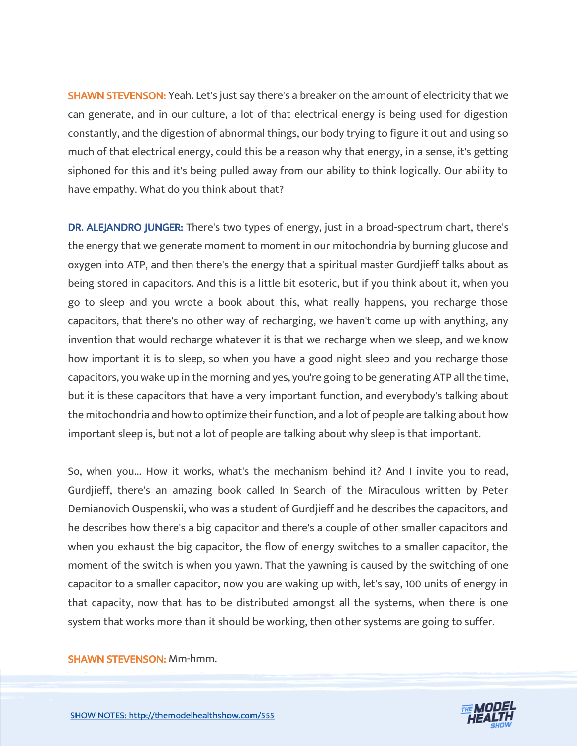**SHAWN STEVENSON:** Yeah. Let's just say there's a breaker on the amount of electricity that we can generate, and in our culture, a lot of that electrical energy is being used for digestion constantly, and the digestion of abnormal things, our body trying to figure it out and using so much of that electrical energy, could this be a reason why that energy, in a sense, it's getting siphoned for this and it's being pulled away from our ability to think logically. Our ability to have empathy. What do you think about that?

**DR. ALEJANDRO JUNGER:** There's two types of energy, just in a broad-spectrum chart, there's the energy that we generate moment to moment in our mitochondria by burning glucose and oxygen into ATP, and then there's the energy that a spiritual master Gurdjieff talks about as being stored in capacitors. And this is a little bit esoteric, but if you think about it, when you go to sleep and you wrote a book about this, what really happens, you recharge those capacitors, that there's no other way of recharging, we haven't come up with anything, any invention that would recharge whatever it is that we recharge when we sleep, and we know how important it is to sleep, so when you have a good night sleep and you recharge those capacitors, you wake up in the morning and yes, you're going to be generating ATP all the time, but it is these capacitors that have a very important function, and everybody's talking about the mitochondria and how to optimize their function, and a lot of people are talking about how important sleep is, but not a lot of people are talking about why sleep is that important.

So, when you... How it works, what's the mechanism behind it? And I invite you to read, Gurdjieff, there's an amazing book called In Search of the Miraculous written by Peter Demianovich Ouspenskii, who was a student of Gurdjieff and he describes the capacitors, and he describes how there's a big capacitor and there's a couple of other smaller capacitors and when you exhaust the big capacitor, the flow of energy switches to a smaller capacitor, the moment of the switch is when you yawn. That the yawning is caused by the switching of one capacitor to a smaller capacitor, now you are waking up with, let's say, 100 units of energy in that capacity, now that has to be distributed amongst all the systems, when there is one system that works more than it should be working, then other systems are going to suffer.

**SHAWN STEVENSON:** Mm-hmm.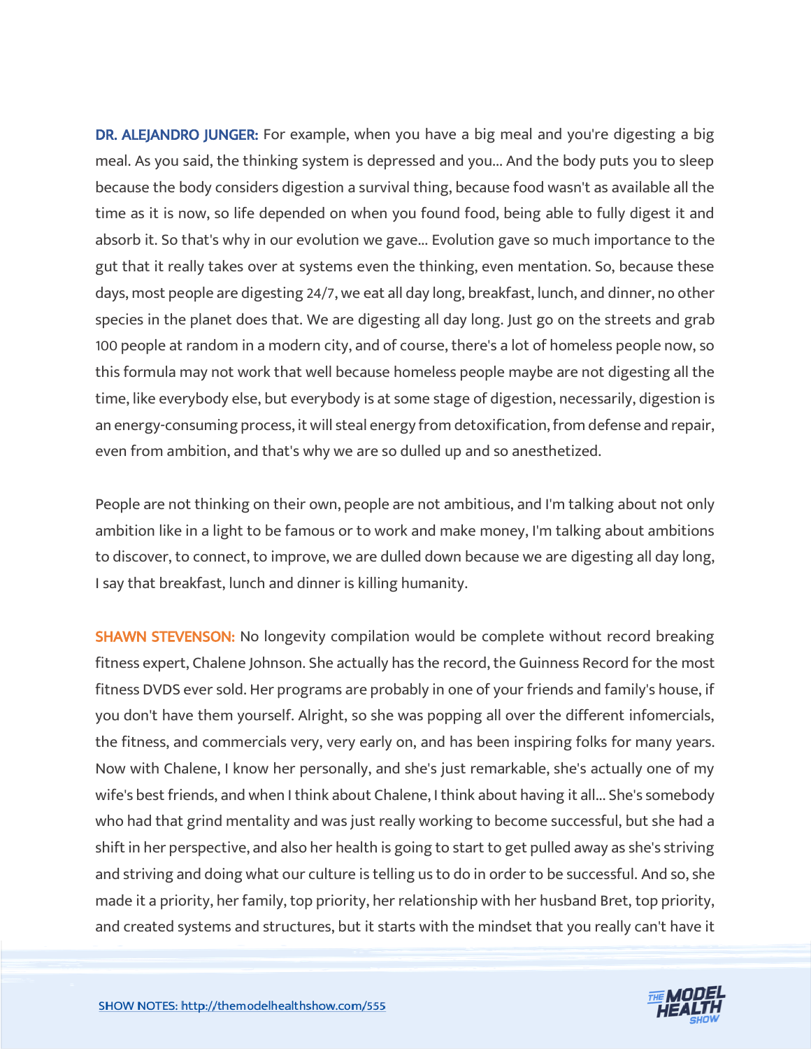**DR. ALEJANDRO JUNGER:** For example, when you have a big meal and you're digesting a big meal. As you said, the thinking system is depressed and you... And the body puts you to sleep because the body considers digestion a survival thing, because food wasn't as available all the time as it is now, so life depended on when you found food, being able to fully digest it and absorb it. So that's why in our evolution we gave... Evolution gave so much importance to the gut that it really takes over at systems even the thinking, even mentation. So, because these days, most people are digesting 24/7, we eat all day long, breakfast, lunch, and dinner, no other species in the planet does that. We are digesting all day long. Just go on the streets and grab 100 people at random in a modern city, and of course, there's a lot of homeless people now, so this formula may not work that well because homeless people maybe are not digesting all the time, like everybody else, but everybody is at some stage of digestion, necessarily, digestion is an energy-consuming process, it will steal energy from detoxification, from defense and repair, even from ambition, and that's why we are so dulled up and so anesthetized.

People are not thinking on their own, people are not ambitious, and I'm talking about not only ambition like in a light to be famous or to work and make money, I'm talking about ambitions to discover, to connect, to improve, we are dulled down because we are digesting all day long, I say that breakfast, lunch and dinner is killing humanity.

**SHAWN STEVENSON:** No longevity compilation would be complete without record breaking fitness expert, Chalene Johnson. She actually has the record, the Guinness Record for the most fitness DVDS ever sold. Her programs are probably in one of your friends and family's house, if you don't have them yourself. Alright, so she was popping all over the different infomercials, the fitness, and commercials very, very early on, and has been inspiring folks for many years. Now with Chalene, I know her personally, and she's just remarkable, she's actually one of my wife's best friends, and when I think about Chalene, I think about having it all... She's somebody who had that grind mentality and was just really working to become successful, but she had a shift in her perspective, and also her health is going to start to get pulled away as she's striving and striving and doing what our culture is telling us to do in order to be successful. And so, she made it a priority, her family, top priority, her relationship with her husband Bret, top priority, and created systems and structures, but it starts with the mindset that you really can't have it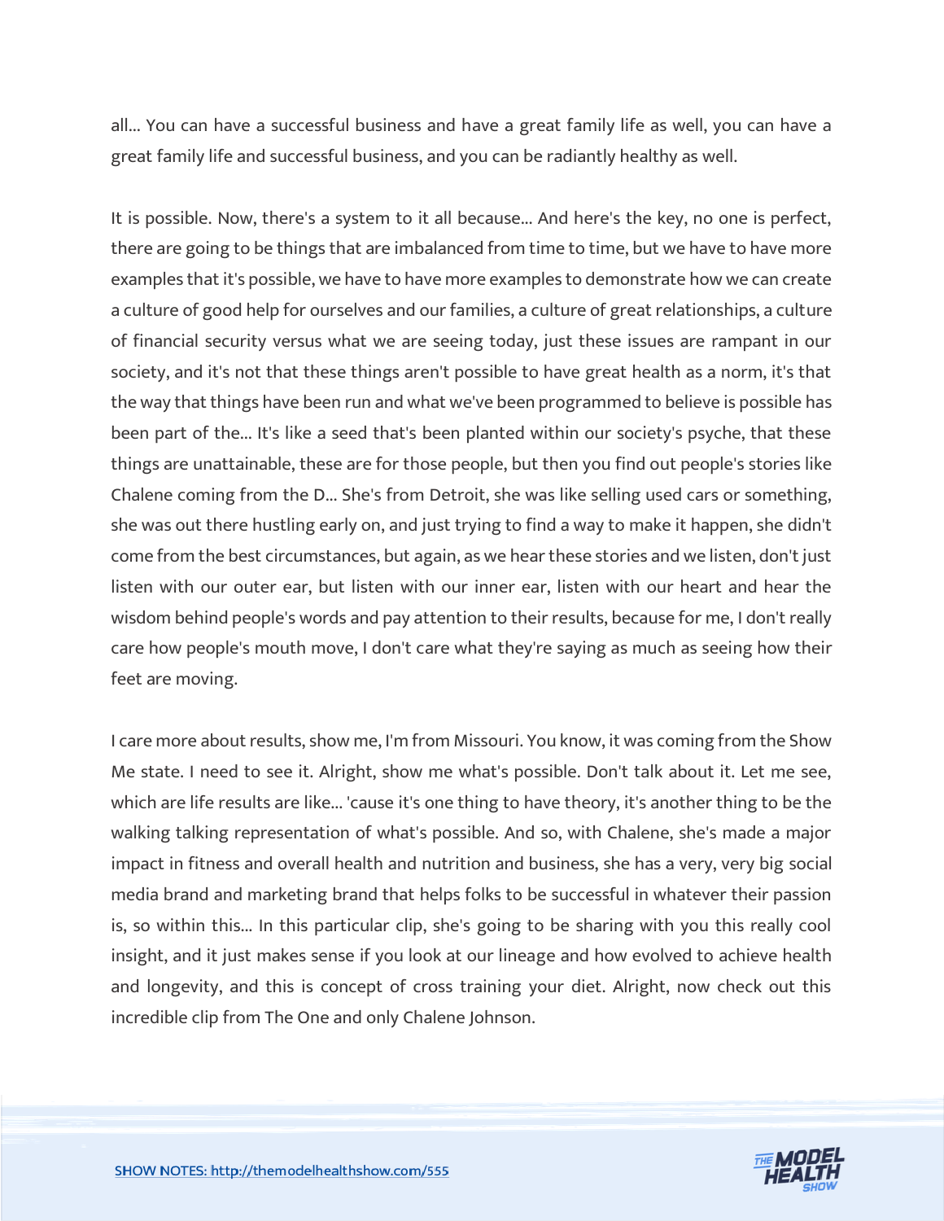all... You can have a successful business and have a great family life as well, you can have a great family life and successful business, and you can be radiantly healthy as well.

It is possible. Now, there's a system to it all because... And here's the key, no one is perfect, there are going to be things that are imbalanced from time to time, but we have to have more examples that it's possible, we have to have more examples to demonstrate how we can create a culture of good help for ourselves and our families, a culture of great relationships, a culture of financial security versus what we are seeing today, just these issues are rampant in our society, and it's not that these things aren't possible to have great health as a norm, it's that the way that things have been run and what we've been programmed to believe is possible has been part of the... It's like a seed that's been planted within our society's psyche, that these things are unattainable, these are for those people, but then you find out people's stories like Chalene coming from the D... She's from Detroit, she was like selling used cars or something, she was out there hustling early on, and just trying to find a way to make it happen, she didn't come from the best circumstances, but again, as we hear these stories and we listen, don't just listen with our outer ear, but listen with our inner ear, listen with our heart and hear the wisdom behind people's words and pay attention to their results, because for me, I don't really care how people's mouth move, I don't care what they're saying as much as seeing how their feet are moving.

I care more about results, show me, I'm from Missouri. You know, it was coming from the Show Me state. I need to see it. Alright, show me what's possible. Don't talk about it. Let me see, which are life results are like... 'cause it's one thing to have theory, it's another thing to be the walking talking representation of what's possible. And so, with Chalene, she's made a major impact in fitness and overall health and nutrition and business, she has a very, very big social media brand and marketing brand that helps folks to be successful in whatever their passion is, so within this... In this particular clip, she's going to be sharing with you this really cool insight, and it just makes sense if you look at our lineage and how evolved to achieve health and longevity, and this is concept of cross training your diet. Alright, now check out this incredible clip from The One and only Chalene Johnson.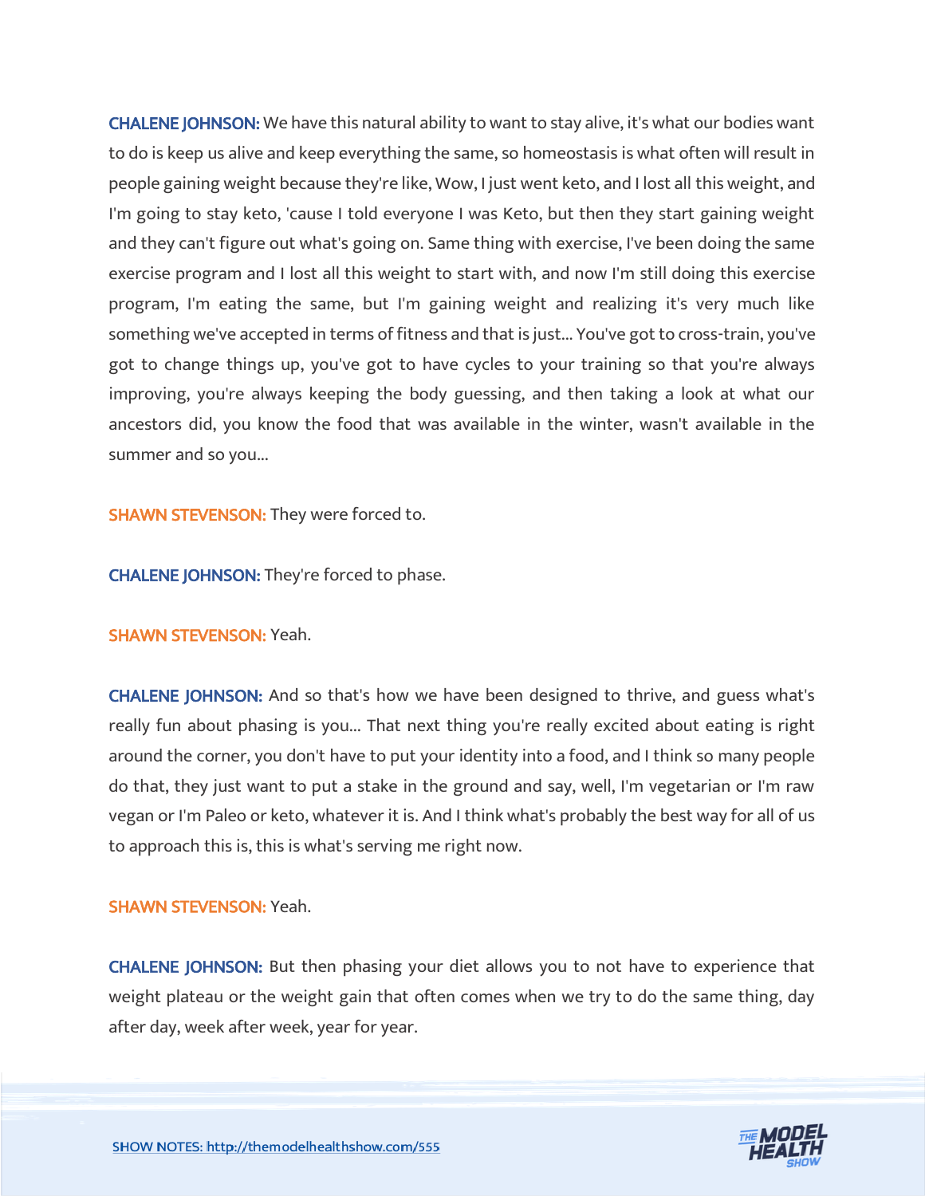**CHALENE JOHNSON:** We have this natural ability to want to stay alive, it's what our bodies want to do is keep us alive and keep everything the same, so homeostasis is what often will result in people gaining weight because they're like, Wow, I just went keto, and I lost all this weight, and I'm going to stay keto, 'cause I told everyone I was Keto, but then they start gaining weight and they can't figure out what's going on. Same thing with exercise, I've been doing the same exercise program and I lost all this weight to start with, and now I'm still doing this exercise program, I'm eating the same, but I'm gaining weight and realizing it's very much like something we've accepted in terms of fitness and that is just... You've got to cross-train, you've got to change things up, you've got to have cycles to your training so that you're always improving, you're always keeping the body guessing, and then taking a look at what our ancestors did, you know the food that was available in the winter, wasn't available in the summer and so you...

**SHAWN STEVENSON:** They were forced to.

**CHALENE JOHNSON:** They're forced to phase.

**SHAWN STEVENSON:** Yeah.

**CHALENE JOHNSON:** And so that's how we have been designed to thrive, and guess what's really fun about phasing is you... That next thing you're really excited about eating is right around the corner, you don't have to put your identity into a food, and I think so many people do that, they just want to put a stake in the ground and say, well, I'm vegetarian or I'm raw vegan or I'm Paleo or keto, whatever it is. And I think what's probably the best way for all of us to approach this is, this is what's serving me right now.

**SHAWN STEVENSON:** Yeah.

**CHALENE JOHNSON:** But then phasing your diet allows you to not have to experience that weight plateau or the weight gain that often comes when we try to do the same thing, day after day, week after week, year for year.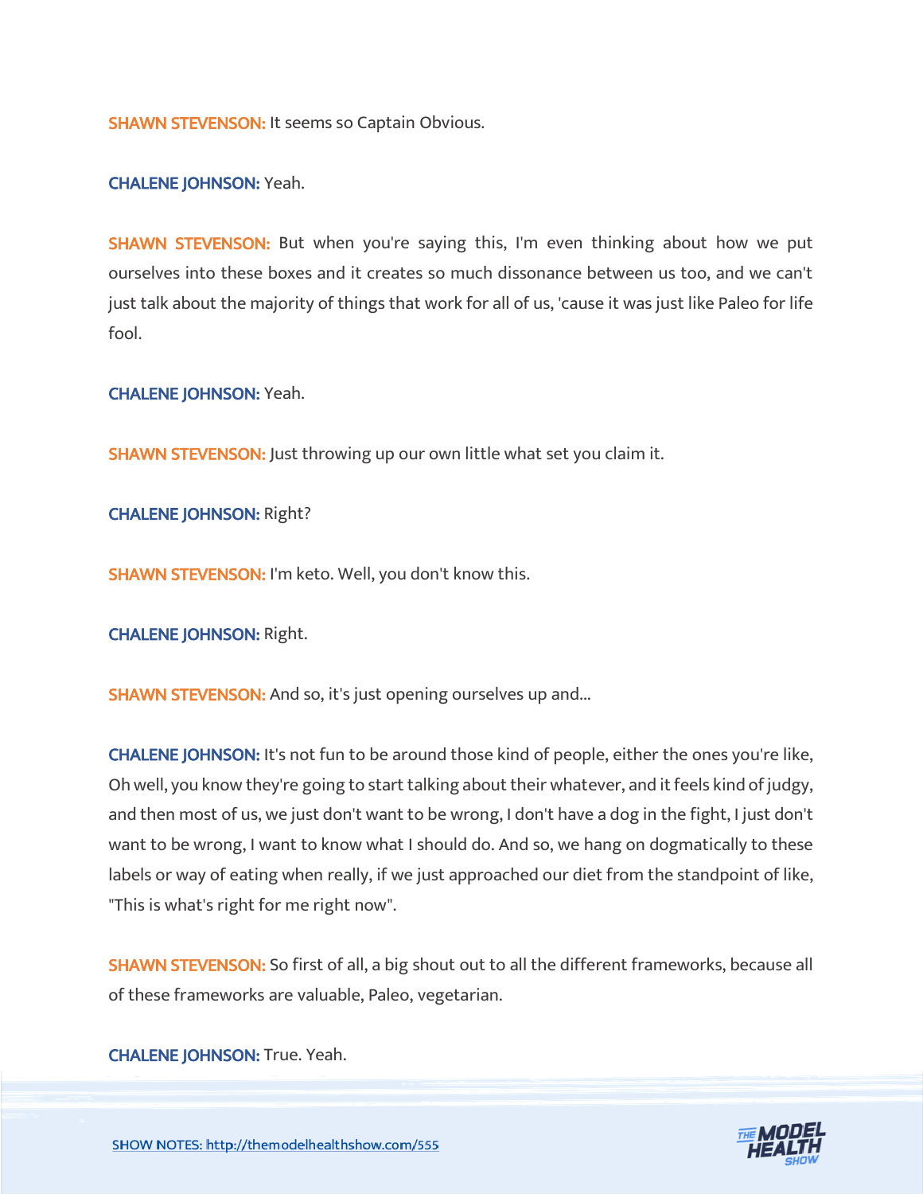**SHAWN STEVENSON:** It seems so Captain Obvious.

**CHALENE JOHNSON:** Yeah.

**SHAWN STEVENSON:** But when you're saying this, I'm even thinking about how we put ourselves into these boxes and it creates so much dissonance between us too, and we can't just talk about the majority of things that work for all of us, 'cause it was just like Paleo for life fool.

**CHALENE JOHNSON:** Yeah.

**SHAWN STEVENSON:** Just throwing up our own little what set you claim it.

**CHALENE JOHNSON:** Right?

**SHAWN STEVENSON:** I'm keto. Well, you don't know this.

**CHALENE JOHNSON:** Right.

**SHAWN STEVENSON:** And so, it's just opening ourselves up and...

**CHALENE JOHNSON:** It's not fun to be around those kind of people, either the ones you're like, Oh well, you know they're going to start talking about their whatever, and it feels kind of judgy, and then most of us, we just don't want to be wrong, I don't have a dog in the fight, I just don't want to be wrong, I want to know what I should do. And so, we hang on dogmatically to these labels or way of eating when really, if we just approached our diet from the standpoint of like, "This is what's right for me right now".

**SHAWN STEVENSON:** So first of all, a big shout out to all the different frameworks, because all of these frameworks are valuable, Paleo, vegetarian.

**CHALENE JOHNSON:** True. Yeah.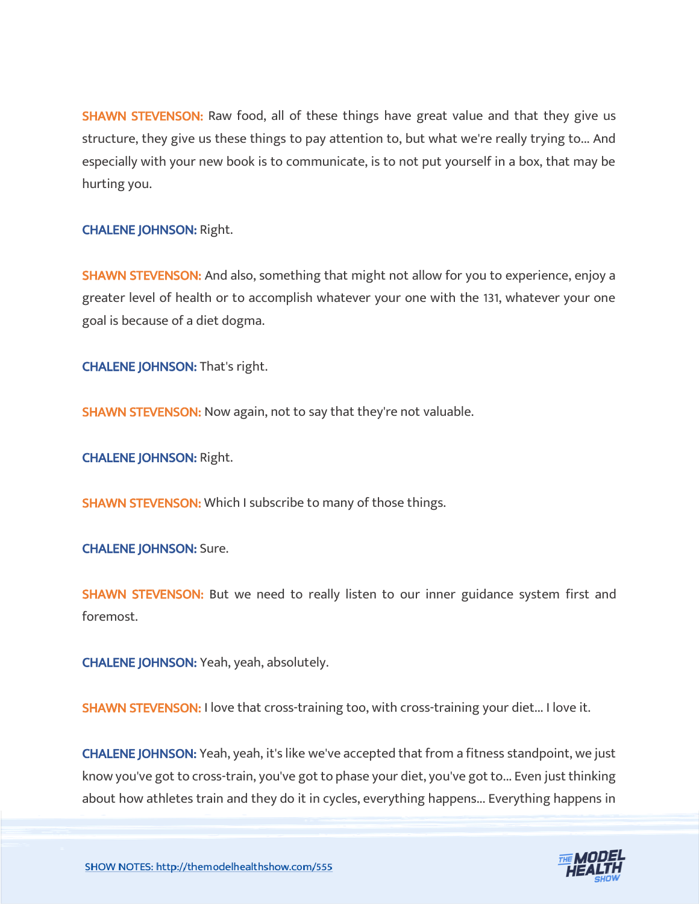**SHAWN STEVENSON:** Raw food, all of these things have great value and that they give us structure, they give us these things to pay attention to, but what we're really trying to... And especially with your new book is to communicate, is to not put yourself in a box, that may be hurting you.

**CHALENE JOHNSON:** Right.

**SHAWN STEVENSON:** And also, something that might not allow for you to experience, enjoy a greater level of health or to accomplish whatever your one with the 131, whatever your one goal is because of a diet dogma.

**CHALENE JOHNSON:** That's right.

**SHAWN STEVENSON:** Now again, not to say that they're not valuable.

**CHALENE JOHNSON:** Right.

**SHAWN STEVENSON:** Which I subscribe to many of those things.

**CHALENE JOHNSON:** Sure.

**SHAWN STEVENSON:** But we need to really listen to our inner guidance system first and foremost.

**CHALENE JOHNSON:** Yeah, yeah, absolutely.

**SHAWN STEVENSON:** I love that cross-training too, with cross-training your diet... I love it.

**CHALENE JOHNSON:** Yeah, yeah, it's like we've accepted that from a fitness standpoint, we just know you've got to cross-train, you've got to phase your diet, you've got to... Even just thinking about how athletes train and they do it in cycles, everything happens... Everything happens in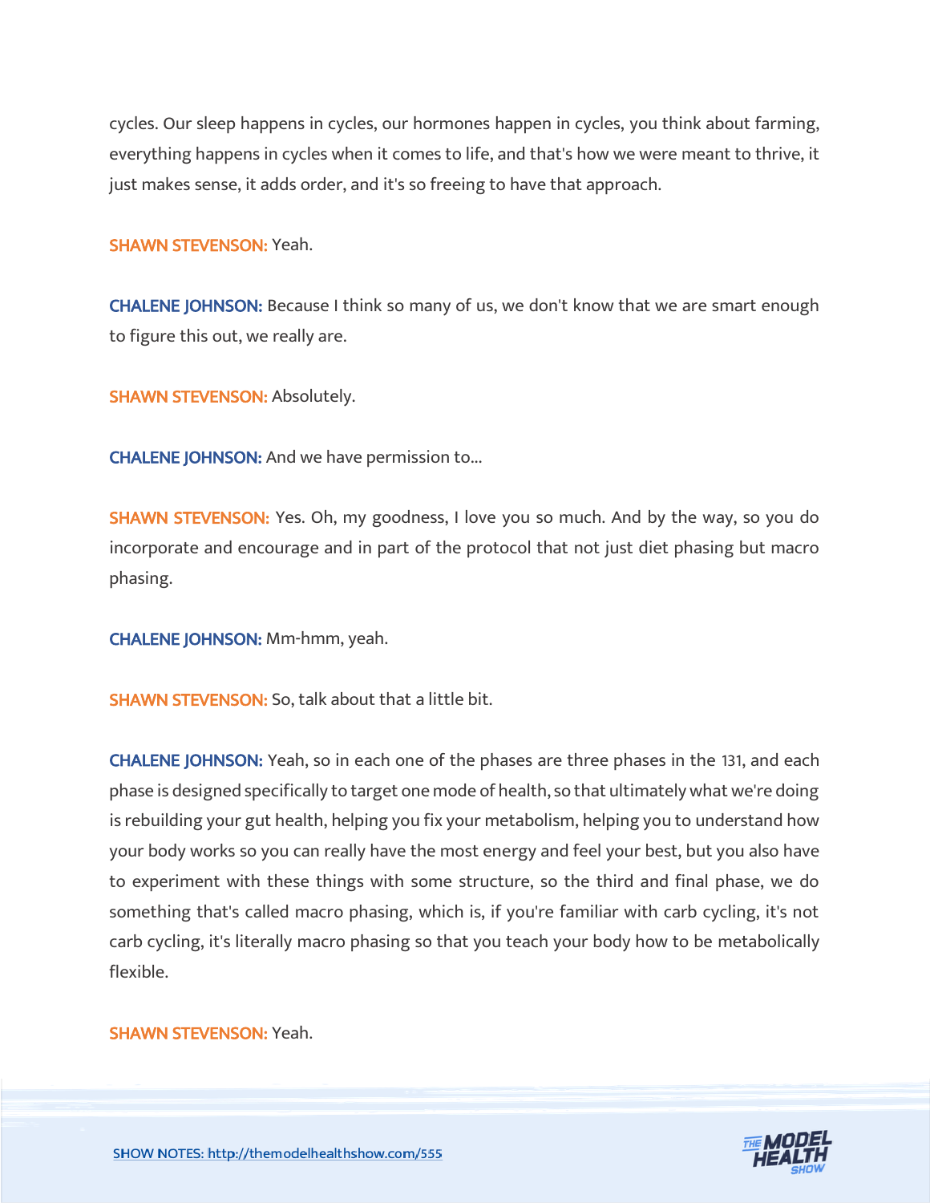cycles. Our sleep happens in cycles, our hormones happen in cycles, you think about farming, everything happens in cycles when it comes to life, and that's how we were meant to thrive, it just makes sense, it adds order, and it's so freeing to have that approach.

**SHAWN STEVENSON:** Yeah.

**CHALENE JOHNSON:** Because I think so many of us, we don't know that we are smart enough to figure this out, we really are.

**SHAWN STEVENSON:** Absolutely.

**CHALENE JOHNSON:** And we have permission to...

**SHAWN STEVENSON:** Yes. Oh, my goodness, I love you so much. And by the way, so you do incorporate and encourage and in part of the protocol that not just diet phasing but macro phasing.

**CHALENE JOHNSON:** Mm-hmm, yeah.

**SHAWN STEVENSON:** So, talk about that a little bit.

**CHALENE JOHNSON:** Yeah, so in each one of the phases are three phases in the 131, and each phase is designed specifically to target one mode of health, so that ultimately what we're doing is rebuilding your gut health, helping you fix your metabolism, helping you to understand how your body works so you can really have the most energy and feel your best, but you also have to experiment with these things with some structure, so the third and final phase, we do something that's called macro phasing, which is, if you're familiar with carb cycling, it's not carb cycling, it's literally macro phasing so that you teach your body how to be metabolically flexible.

**SHAWN STEVENSON:** Yeah.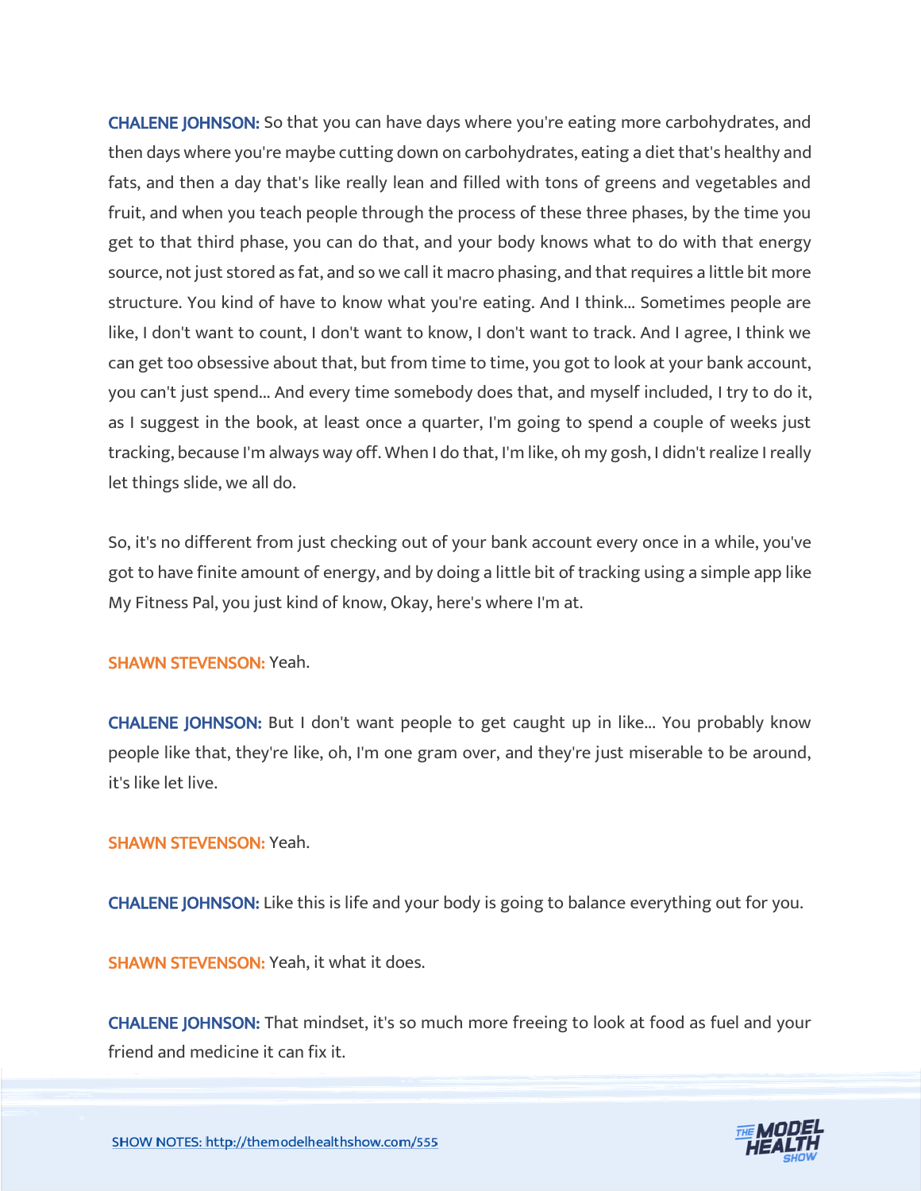**CHALENE JOHNSON:** So that you can have days where you're eating more carbohydrates, and then days where you're maybe cutting down on carbohydrates, eating a diet that's healthy and fats, and then a day that's like really lean and filled with tons of greens and vegetables and fruit, and when you teach people through the process of these three phases, by the time you get to that third phase, you can do that, and your body knows what to do with that energy source, not just stored as fat, and so we call it macro phasing, and that requires a little bit more structure. You kind of have to know what you're eating. And I think... Sometimes people are like, I don't want to count, I don't want to know, I don't want to track. And I agree, I think we can get too obsessive about that, but from time to time, you got to look at your bank account, you can't just spend... And every time somebody does that, and myself included, I try to do it, as I suggest in the book, at least once a quarter, I'm going to spend a couple of weeks just tracking, because I'm always way off. When I do that, I'm like, oh my gosh, I didn't realize I really let things slide, we all do.

So, it's no different from just checking out of your bank account every once in a while, you've got to have finite amount of energy, and by doing a little bit of tracking using a simple app like My Fitness Pal, you just kind of know, Okay, here's where I'm at.

**SHAWN STEVENSON:** Yeah.

**CHALENE JOHNSON:** But I don't want people to get caught up in like... You probably know people like that, they're like, oh, I'm one gram over, and they're just miserable to be around, it's like let live.

**SHAWN STEVENSON:** Yeah.

**CHALENE JOHNSON:** Like this is life and your body is going to balance everything out for you.

**SHAWN STEVENSON:** Yeah, it what it does.

**CHALENE JOHNSON:** That mindset, it's so much more freeing to look at food as fuel and your friend and medicine it can fix it.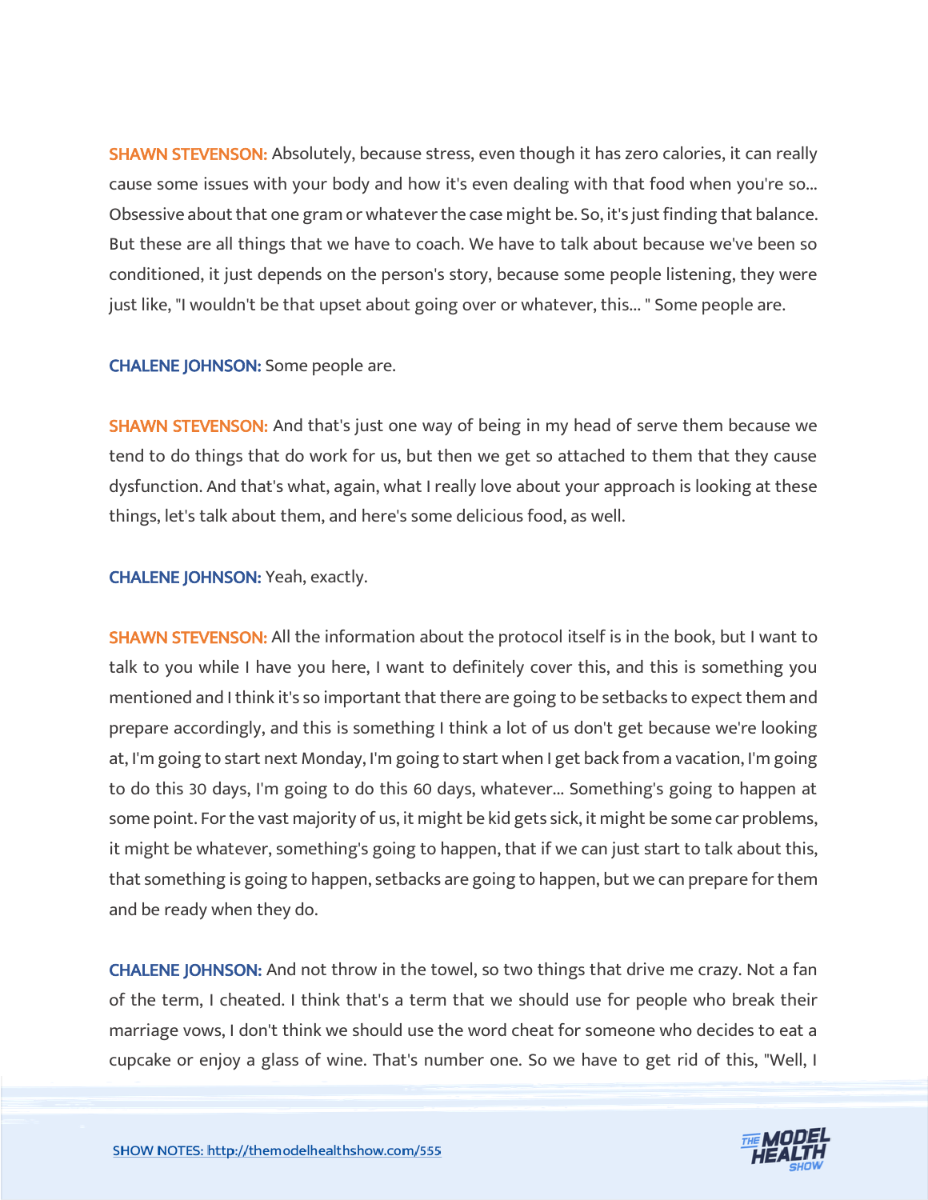**SHAWN STEVENSON:** Absolutely, because stress, even though it has zero calories, it can really cause some issues with your body and how it's even dealing with that food when you're so... Obsessive about that one gram or whatever the case might be. So, it's just finding that balance. But these are all things that we have to coach. We have to talk about because we've been so conditioned, it just depends on the person's story, because some people listening, they were just like, "I wouldn't be that upset about going over or whatever, this... " Some people are.

**CHALENE JOHNSON:** Some people are.

**SHAWN STEVENSON:** And that's just one way of being in my head of serve them because we tend to do things that do work for us, but then we get so attached to them that they cause dysfunction. And that's what, again, what I really love about your approach is looking at these things, let's talk about them, and here's some delicious food, as well.

**CHALENE JOHNSON:** Yeah, exactly.

**SHAWN STEVENSON:** All the information about the protocol itself is in the book, but I want to talk to you while I have you here, I want to definitely cover this, and this is something you mentioned and I think it's so important that there are going to be setbacks to expect them and prepare accordingly, and this is something I think a lot of us don't get because we're looking at, I'm going to start next Monday, I'm going to start when I get back from a vacation, I'm going to do this 30 days, I'm going to do this 60 days, whatever... Something's going to happen at some point. For the vast majority of us, it might be kid gets sick, it might be some car problems, it might be whatever, something's going to happen, that if we can just start to talk about this, that something is going to happen, setbacks are going to happen, but we can prepare for them and be ready when they do.

**CHALENE JOHNSON:** And not throw in the towel, so two things that drive me crazy. Not a fan of the term, I cheated. I think that's a term that we should use for people who break their marriage vows, I don't think we should use the word cheat for someone who decides to eat a cupcake or enjoy a glass of wine. That's number one. So we have to get rid of this, "Well, I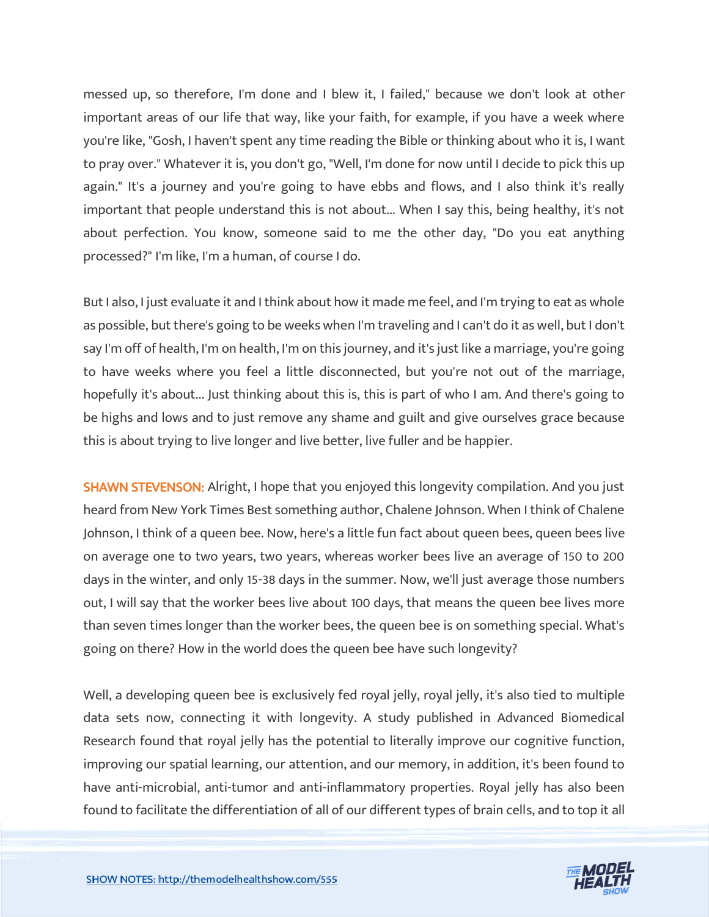messed up, so therefore, I'm done and I blew it, I failed," because we don't look at other important areas of our life that way, like your faith, for example, if you have a week where you're like, "Gosh, I haven't spent any time reading the Bible or thinking about who it is, I want to pray over." Whatever it is, you don't go, "Well, I'm done for now until I decide to pick this up again." It's a journey and you're going to have ebbs and flows, and I also think it's really important that people understand this is not about... When I say this, being healthy, it's not about perfection. You know, someone said to me the other day, "Do you eat anything processed?" I'm like, I'm a human, of course I do.

But I also, I just evaluate it and I think about how it made me feel, and I'm trying to eat as whole as possible, but there's going to be weeks when I'm traveling and I can't do it as well, but I don't say I'm off of health, I'm on health, I'm on this journey, and it's just like a marriage, you're going to have weeks where you feel a little disconnected, but you're not out of the marriage, hopefully it's about... Just thinking about this is, this is part of who I am. And there's going to be highs and lows and to just remove any shame and guilt and give ourselves grace because this is about trying to live longer and live better, live fuller and be happier.

**SHAWN STEVENSON:** Alright, I hope that you enjoyed this longevity compilation. And you just heard from New York Times Best something author, Chalene Johnson. When I think of Chalene Johnson, I think of a queen bee. Now, here's a little fun fact about queen bees, queen bees live on average one to two years, two years, whereas worker bees live an average of 150 to 200 days in the winter, and only 15-38 days in the summer. Now, we'll just average those numbers out, I will say that the worker bees live about 100 days, that means the queen bee lives more than seven times longer than the worker bees, the queen bee is on something special. What's going on there? How in the world does the queen bee have such longevity?

Well, a developing queen bee is exclusively fed royal jelly, royal jelly, it's also tied to multiple data sets now, connecting it with longevity. A study published in Advanced Biomedical Research found that royal jelly has the potential to literally improve our cognitive function, improving our spatial learning, our attention, and our memory, in addition, it's been found to have anti-microbial, anti-tumor and anti-inflammatory properties. Royal jelly has also been found to facilitate the differentiation of all of our different types of brain cells, and to top it all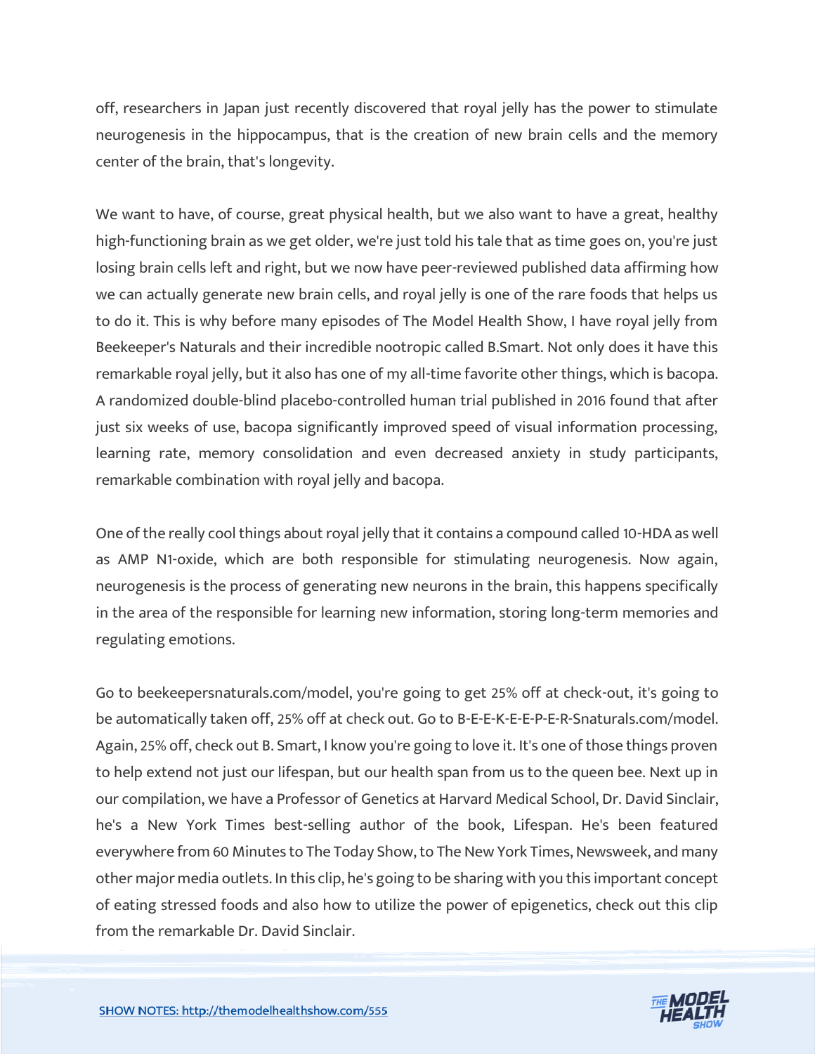off, researchers in Japan just recently discovered that royal jelly has the power to stimulate neurogenesis in the hippocampus, that is the creation of new brain cells and the memory center of the brain, that's longevity.

We want to have, of course, great physical health, but we also want to have a great, healthy high-functioning brain as we get older, we're just told his tale that as time goes on, you're just losing brain cells left and right, but we now have peer-reviewed published data affirming how we can actually generate new brain cells, and royal jelly is one of the rare foods that helps us to do it. This is why before many episodes of The Model Health Show, I have royal jelly from Beekeeper's Naturals and their incredible nootropic called B.Smart. Not only does it have this remarkable royal jelly, but it also has one of my all-time favorite other things, which is bacopa. A randomized double-blind placebo-controlled human trial published in 2016 found that after just six weeks of use, bacopa significantly improved speed of visual information processing, learning rate, memory consolidation and even decreased anxiety in study participants, remarkable combination with royal jelly and bacopa.

One of the really cool things about royal jelly that it contains a compound called 10-HDA as well as AMP N1-oxide, which are both responsible for stimulating neurogenesis. Now again, neurogenesis is the process of generating new neurons in the brain, this happens specifically in the area of the responsible for learning new information, storing long-term memories and regulating emotions.

Go to beekeepersnaturals.com/model, you're going to get 25% off at check-out, it's going to be automatically taken off, 25% off at check out. Go to B-E-E-K-E-E-P-E-R-Snaturals.com/model. Again, 25% off, check out B. Smart, I know you're going to love it. It's one of those things proven to help extend not just our lifespan, but our health span from us to the queen bee. Next up in our compilation, we have a Professor of Genetics at Harvard Medical School, Dr. David Sinclair, he's a New York Times best-selling author of the book, Lifespan. He's been featured everywhere from 60 Minutes to The Today Show, to The New York Times, Newsweek, and many other major media outlets. In this clip, he's going to be sharing with you this important concept of eating stressed foods and also how to utilize the power of epigenetics, check out this clip from the remarkable Dr. David Sinclair.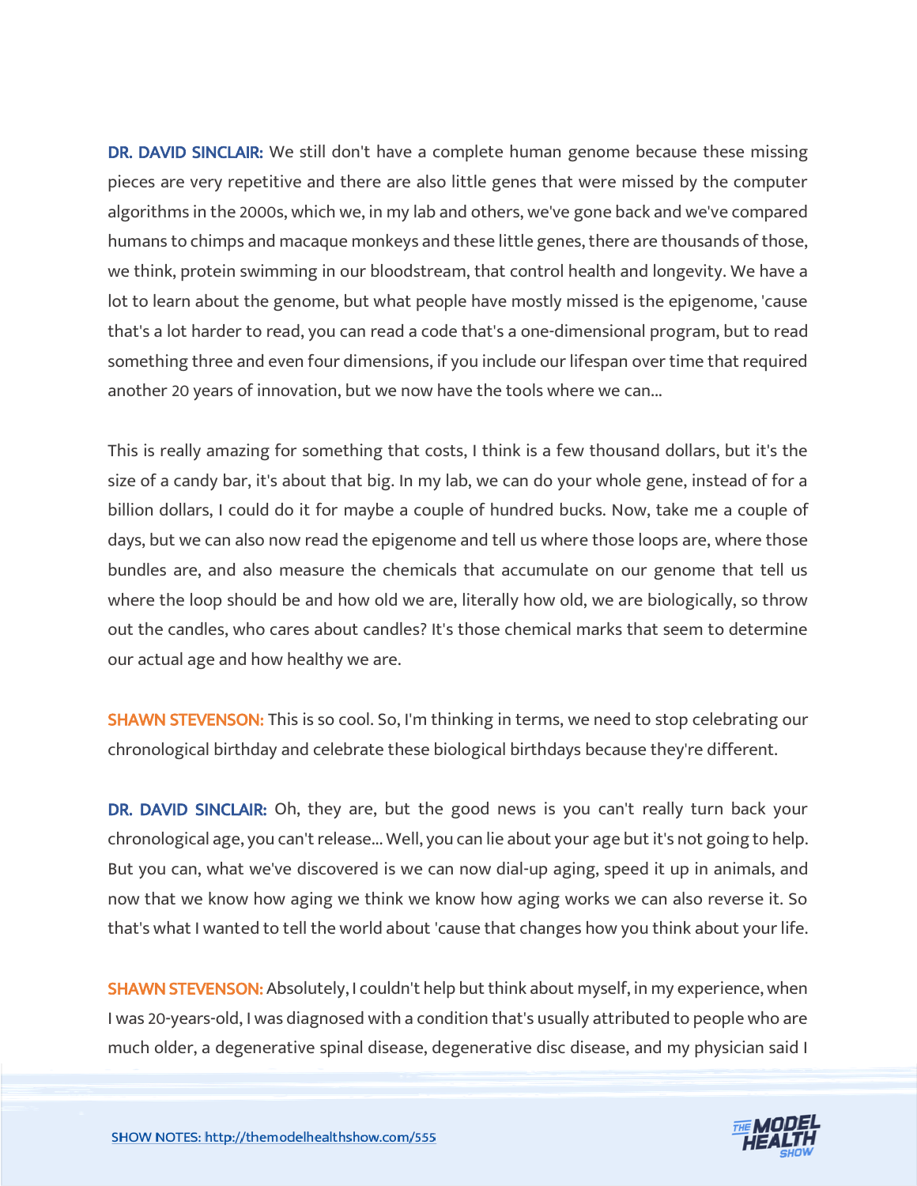**DR. DAVID SINCLAIR:** We still don't have a complete human genome because these missing pieces are very repetitive and there are also little genes that were missed by the computer algorithms in the 2000s, which we, in my lab and others, we've gone back and we've compared humans to chimps and macaque monkeys and these little genes, there are thousands of those, we think, protein swimming in our bloodstream, that control health and longevity. We have a lot to learn about the genome, but what people have mostly missed is the epigenome, 'cause that's a lot harder to read, you can read a code that's a one-dimensional program, but to read something three and even four dimensions, if you include our lifespan over time that required another 20 years of innovation, but we now have the tools where we can...

This is really amazing for something that costs, I think is a few thousand dollars, but it's the size of a candy bar, it's about that big. In my lab, we can do your whole gene, instead of for a billion dollars, I could do it for maybe a couple of hundred bucks. Now, take me a couple of days, but we can also now read the epigenome and tell us where those loops are, where those bundles are, and also measure the chemicals that accumulate on our genome that tell us where the loop should be and how old we are, literally how old, we are biologically, so throw out the candles, who cares about candles? It's those chemical marks that seem to determine our actual age and how healthy we are.

**SHAWN STEVENSON:** This is so cool. So, I'm thinking in terms, we need to stop celebrating our chronological birthday and celebrate these biological birthdays because they're different.

**DR. DAVID SINCLAIR:** Oh, they are, but the good news is you can't really turn back your chronological age, you can't release... Well, you can lie about your age but it's not going to help. But you can, what we've discovered is we can now dial-up aging, speed it up in animals, and now that we know how aging we think we know how aging works we can also reverse it. So that's what I wanted to tell the world about 'cause that changes how you think about your life.

**SHAWN STEVENSON:** Absolutely, I couldn't help but think about myself, in my experience, when I was 20-years-old, I was diagnosed with a condition that's usually attributed to people who are much older, a degenerative spinal disease, degenerative disc disease, and my physician said I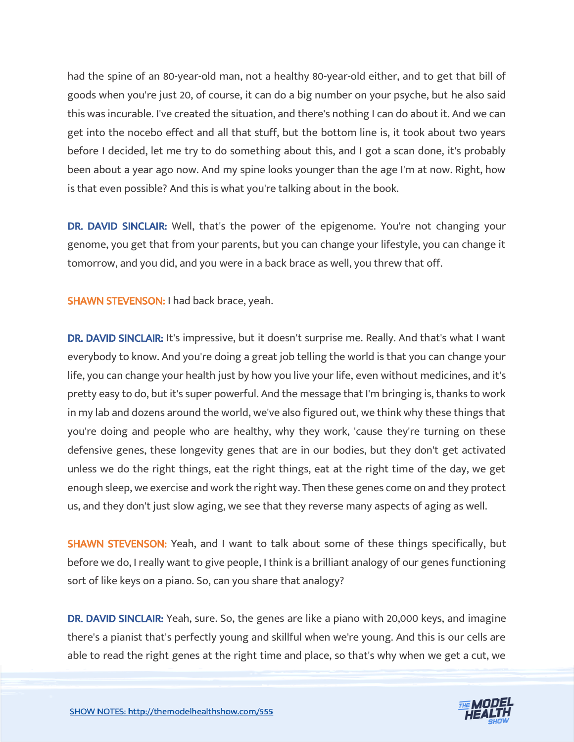had the spine of an 80-year-old man, not a healthy 80-year-old either, and to get that bill of goods when you're just 20, of course, it can do a big number on your psyche, but he also said this was incurable. I've created the situation, and there's nothing I can do about it. And we can get into the nocebo effect and all that stuff, but the bottom line is, it took about two years before I decided, let me try to do something about this, and I got a scan done, it's probably been about a year ago now. And my spine looks younger than the age I'm at now. Right, how is that even possible? And this is what you're talking about in the book.

**DR. DAVID SINCLAIR:** Well, that's the power of the epigenome. You're not changing your genome, you get that from your parents, but you can change your lifestyle, you can change it tomorrow, and you did, and you were in a back brace as well, you threw that off.

**SHAWN STEVENSON:** I had back brace, yeah.

**DR. DAVID SINCLAIR:** It's impressive, but it doesn't surprise me. Really. And that's what I want everybody to know. And you're doing a great job telling the world is that you can change your life, you can change your health just by how you live your life, even without medicines, and it's pretty easy to do, but it's super powerful. And the message that I'm bringing is, thanks to work in my lab and dozens around the world, we've also figured out, we think why these things that you're doing and people who are healthy, why they work, 'cause they're turning on these defensive genes, these longevity genes that are in our bodies, but they don't get activated unless we do the right things, eat the right things, eat at the right time of the day, we get enough sleep, we exercise and work the right way. Then these genes come on and they protect us, and they don't just slow aging, we see that they reverse many aspects of aging as well.

**SHAWN STEVENSON:** Yeah, and I want to talk about some of these things specifically, but before we do, I really want to give people, I think is a brilliant analogy of our genes functioning sort of like keys on a piano. So, can you share that analogy?

**DR. DAVID SINCLAIR:** Yeah, sure. So, the genes are like a piano with 20,000 keys, and imagine there's a pianist that's perfectly young and skillful when we're young. And this is our cells are able to read the right genes at the right time and place, so that's why when we get a cut, we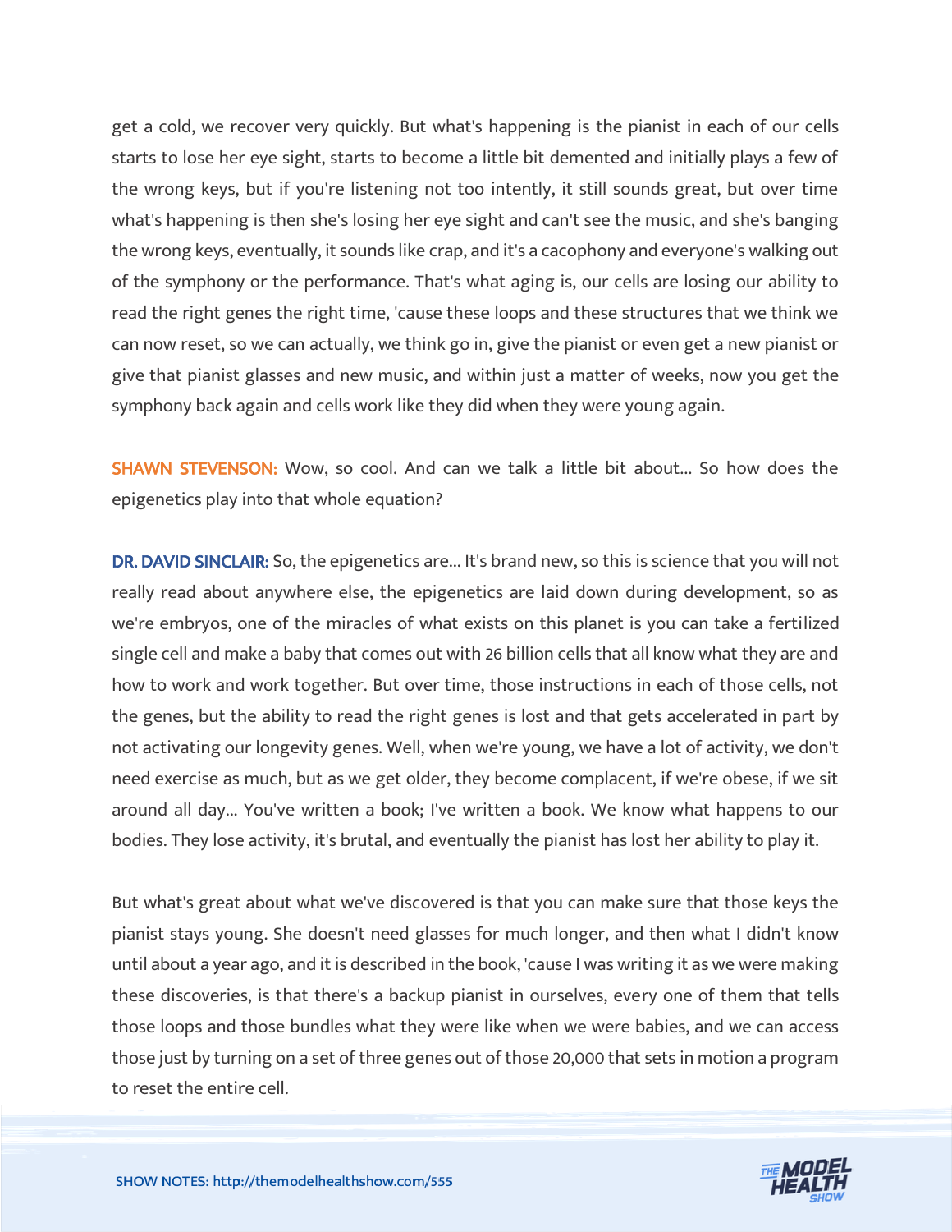get a cold, we recover very quickly. But what's happening is the pianist in each of our cells starts to lose her eye sight, starts to become a little bit demented and initially plays a few of the wrong keys, but if you're listening not too intently, it still sounds great, but over time what's happening is then she's losing her eye sight and can't see the music, and she's banging the wrong keys, eventually, it sounds like crap, and it's a cacophony and everyone's walking out of the symphony or the performance. That's what aging is, our cells are losing our ability to read the right genes the right time, 'cause these loops and these structures that we think we can now reset, so we can actually, we think go in, give the pianist or even get a new pianist or give that pianist glasses and new music, and within just a matter of weeks, now you get the symphony back again and cells work like they did when they were young again.

**SHAWN STEVENSON:** Wow, so cool. And can we talk a little bit about... So how does the epigenetics play into that whole equation?

**DR. DAVID SINCLAIR:** So, the epigenetics are... It's brand new, so this is science that you will not really read about anywhere else, the epigenetics are laid down during development, so as we're embryos, one of the miracles of what exists on this planet is you can take a fertilized single cell and make a baby that comes out with 26 billion cells that all know what they are and how to work and work together. But over time, those instructions in each of those cells, not the genes, but the ability to read the right genes is lost and that gets accelerated in part by not activating our longevity genes. Well, when we're young, we have a lot of activity, we don't need exercise as much, but as we get older, they become complacent, if we're obese, if we sit around all day... You've written a book; I've written a book. We know what happens to our bodies. They lose activity, it's brutal, and eventually the pianist has lost her ability to play it.

But what's great about what we've discovered is that you can make sure that those keys the pianist stays young. She doesn't need glasses for much longer, and then what I didn't know until about a year ago, and it is described in the book, 'cause I was writing it as we were making these discoveries, is that there's a backup pianist in ourselves, every one of them that tells those loops and those bundles what they were like when we were babies, and we can access those just by turning on a set of three genes out of those 20,000 that sets in motion a program to reset the entire cell.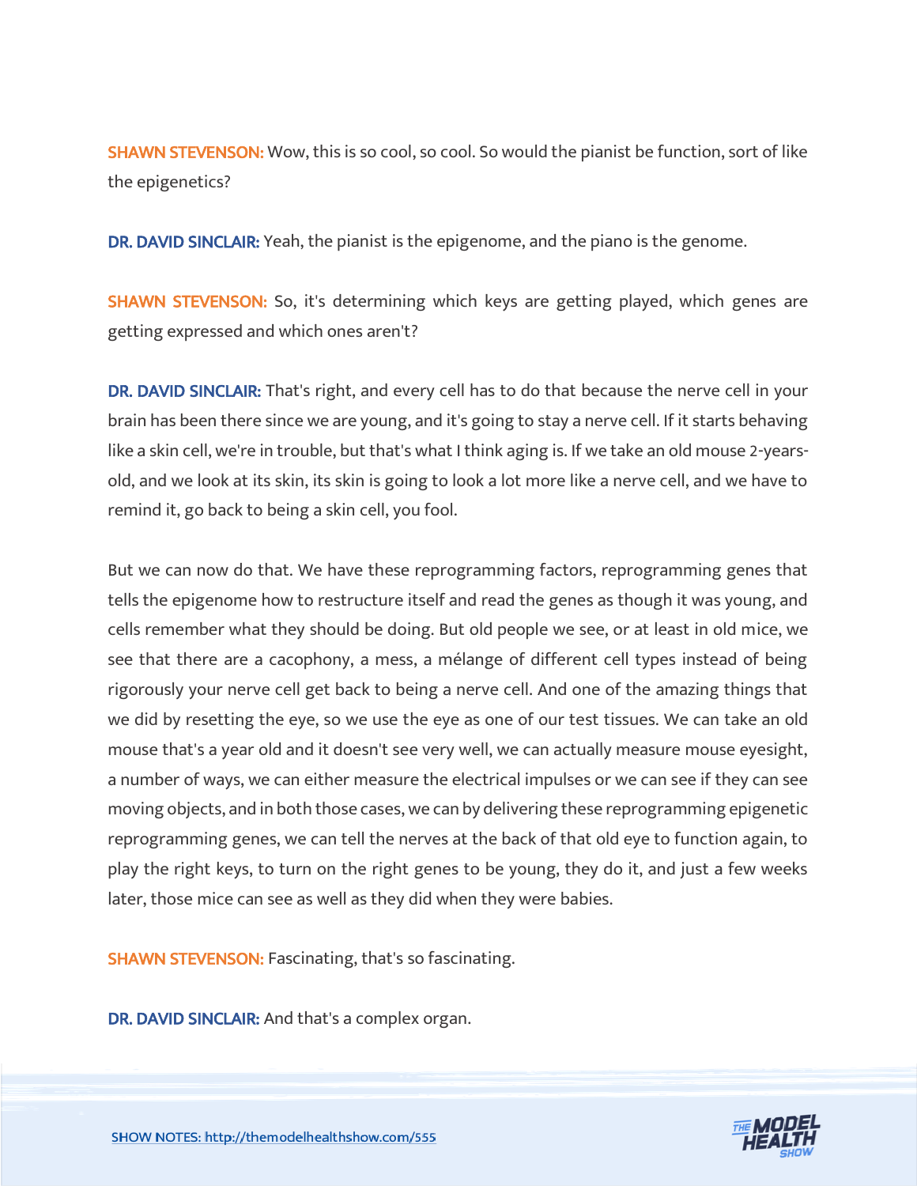**SHAWN STEVENSON:** Wow, this is so cool, so cool. So would the pianist be function, sort of like the epigenetics?

**DR. DAVID SINCLAIR:** Yeah, the pianist is the epigenome, and the piano is the genome.

**SHAWN STEVENSON:** So, it's determining which keys are getting played, which genes are getting expressed and which ones aren't?

**DR. DAVID SINCLAIR:** That's right, and every cell has to do that because the nerve cell in your brain has been there since we are young, and it's going to stay a nerve cell. If it starts behaving like a skin cell, we're in trouble, but that's what I think aging is. If we take an old mouse 2-years-old, and we look at its skin, its skin is going to look a lot more like a nerve cell, and we have to remind it, go back to being a skin cell, you fool.

But we can now do that. We have these reprogramming factors, reprogramming genes that tells the epigenome how to restructure itself and read the genes as though it was young, and cells remember what they should be doing. But old people we see, or at least in old mice, we see that there are a cacophony, a mess, a mélange of different cell types instead of being rigorously your nerve cell get back to being a nerve cell. And one of the amazing things that we did by resetting the eye, so we use the eye as one of our test tissues. We can take an old mouse that's a year old and it doesn't see very well, we can actually measure mouse eyesight, a number of ways, we can either measure the electrical impulses or we can see if they can see moving objects, and in both those cases, we can by delivering these reprogramming epigenetic reprogramming genes, we can tell the nerves at the back of that old eye to function again, to play the right keys, to turn on the right genes to be young, they do it, and just a few weeks later, those mice can see as well as they did when they were babies.

**SHAWN STEVENSON:** Fascinating, that's so fascinating.

**DR. DAVID SINCLAIR:** And that's a complex organ.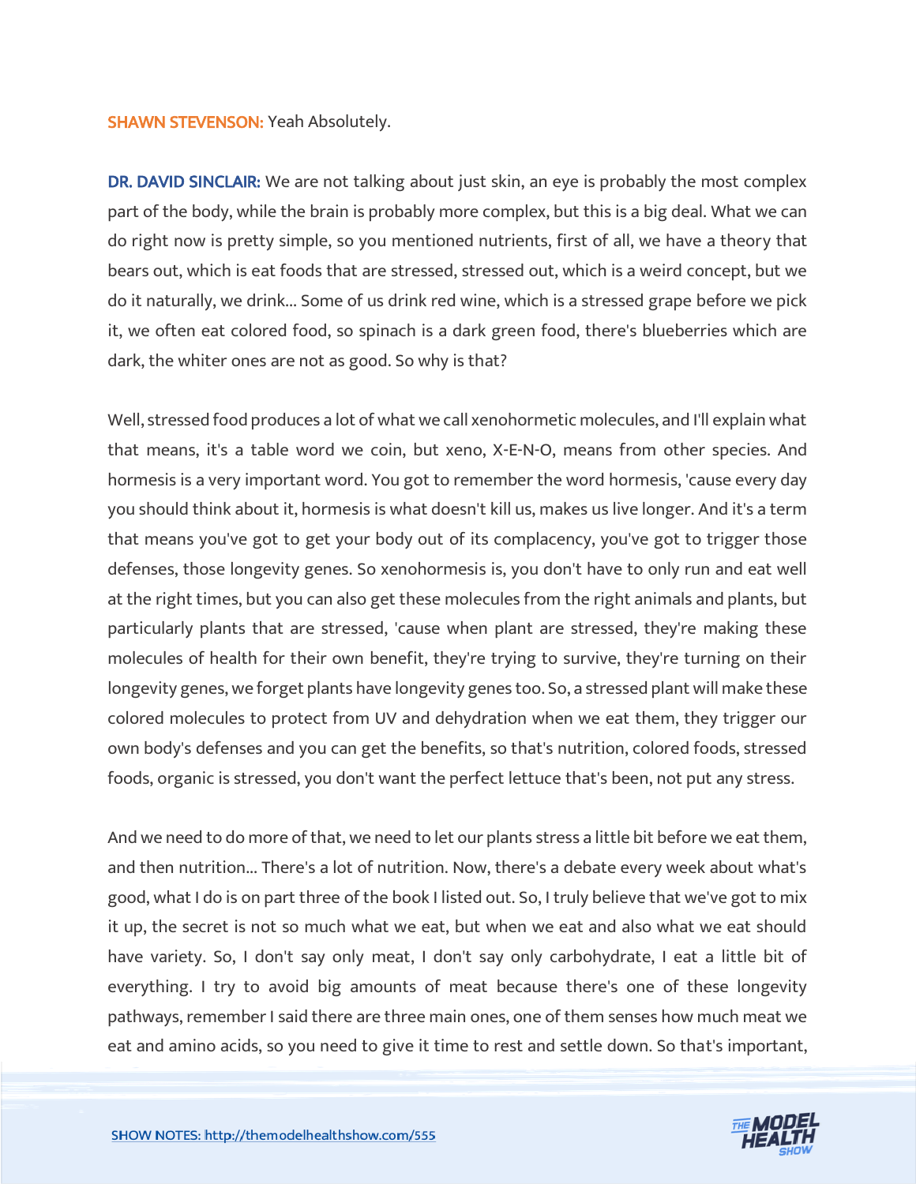**SHAWN STEVENSON:** Yeah Absolutely.

**DR. DAVID SINCLAIR:** We are not talking about just skin, an eye is probably the most complex part of the body, while the brain is probably more complex, but this is a big deal. What we can do right now is pretty simple, so you mentioned nutrients, first of all, we have a theory that bears out, which is eat foods that are stressed, stressed out, which is a weird concept, but we do it naturally, we drink... Some of us drink red wine, which is a stressed grape before we pick it, we often eat colored food, so spinach is a dark green food, there's blueberries which are dark, the whiter ones are not as good. So why is that?

Well, stressed food produces a lot of what we call xenohormetic molecules, and I'll explain what that means, it's a table word we coin, but xeno, X-E-N-O, means from other species. And hormesis is a very important word. You got to remember the word hormesis, 'cause every day you should think about it, hormesis is what doesn't kill us, makes us live longer. And it's a term that means you've got to get your body out of its complacency, you've got to trigger those defenses, those longevity genes. So xenohormesis is, you don't have to only run and eat well at the right times, but you can also get these molecules from the right animals and plants, but particularly plants that are stressed, 'cause when plant are stressed, they're making these molecules of health for their own benefit, they're trying to survive, they're turning on their longevity genes, we forget plants have longevity genes too. So, a stressed plant will make these colored molecules to protect from UV and dehydration when we eat them, they trigger our own body's defenses and you can get the benefits, so that's nutrition, colored foods, stressed foods, organic is stressed, you don't want the perfect lettuce that's been, not put any stress.

And we need to do more of that, we need to let our plants stress a little bit before we eat them, and then nutrition... There's a lot of nutrition. Now, there's a debate every week about what's good, what I do is on part three of the book I listed out. So, I truly believe that we've got to mix it up, the secret is not so much what we eat, but when we eat and also what we eat should have variety. So, I don't say only meat, I don't say only carbohydrate, I eat a little bit of everything. I try to avoid big amounts of meat because there's one of these longevity pathways, remember I said there are three main ones, one of them senses how much meat we eat and amino acids, so you need to give it time to rest and settle down. So that's important,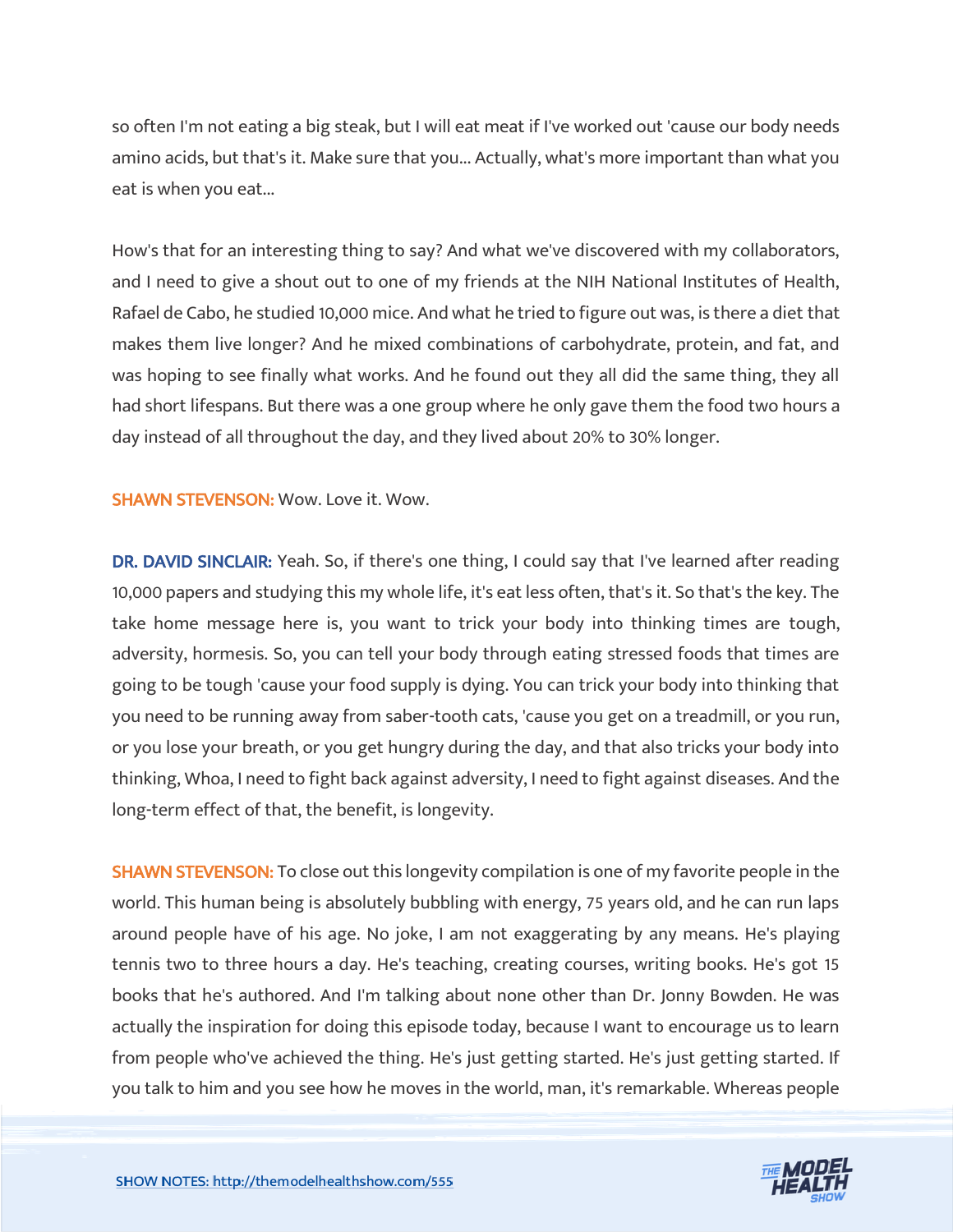so often I'm not eating a big steak, but I will eat meat if I've worked out 'cause our body needs amino acids, but that's it. Make sure that you... Actually, what's more important than what you eat is when you eat...

How's that for an interesting thing to say? And what we've discovered with my collaborators, and I need to give a shout out to one of my friends at the NIH National Institutes of Health, Rafael de Cabo, he studied 10,000 mice. And what he tried to figure out was, is there a diet that makes them live longer? And he mixed combinations of carbohydrate, protein, and fat, and was hoping to see finally what works. And he found out they all did the same thing, they all had short lifespans. But there was a one group where he only gave them the food two hours a day instead of all throughout the day, and they lived about 20% to 30% longer.

**SHAWN STEVENSON:** Wow. Love it. Wow.

**DR. DAVID SINCLAIR:** Yeah. So, if there's one thing, I could say that I've learned after reading 10,000 papers and studying this my whole life, it's eat less often, that's it. So that's the key. The take home message here is, you want to trick your body into thinking times are tough, adversity, hormesis. So, you can tell your body through eating stressed foods that times are going to be tough 'cause your food supply is dying. You can trick your body into thinking that you need to be running away from saber-tooth cats, 'cause you get on a treadmill, or you run, or you lose your breath, or you get hungry during the day, and that also tricks your body into thinking, Whoa, I need to fight back against adversity, I need to fight against diseases. And the long-term effect of that, the benefit, is longevity.

**SHAWN STEVENSON:** To close out this longevity compilation is one of my favorite people in the world. This human being is absolutely bubbling with energy, 75 years old, and he can run laps around people have of his age. No joke, I am not exaggerating by any means. He's playing tennis two to three hours a day. He's teaching, creating courses, writing books. He's got 15 books that he's authored. And I'm talking about none other than Dr. Jonny Bowden. He was actually the inspiration for doing this episode today, because I want to encourage us to learn from people who've achieved the thing. He's just getting started. He's just getting started. If you talk to him and you see how he moves in the world, man, it's remarkable. Whereas people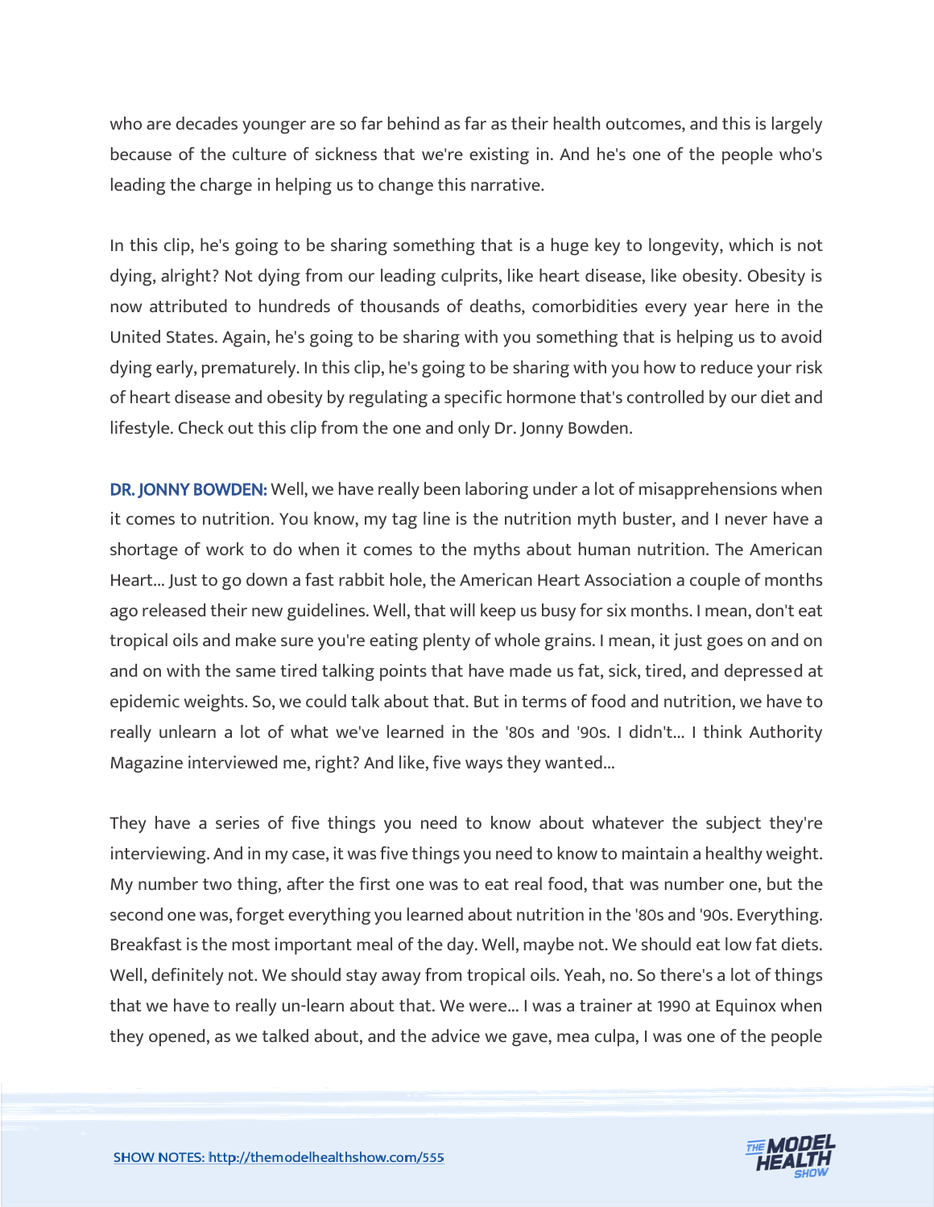who are decades younger are so far behind as far as their health outcomes, and this is largely because of the culture of sickness that we're existing in. And he's one of the people who's leading the charge in helping us to change this narrative.

In this clip, he's going to be sharing something that is a huge key to longevity, which is not dying, alright? Not dying from our leading culprits, like heart disease, like obesity. Obesity is now attributed to hundreds of thousands of deaths, comorbidities every year here in the United States. Again, he's going to be sharing with you something that is helping us to avoid dying early, prematurely. In this clip, he's going to be sharing with you how to reduce your risk of heart disease and obesity by regulating a specific hormone that's controlled by our diet and lifestyle. Check out this clip from the one and only Dr. Jonny Bowden.

**DR. JONNY BOWDEN:** Well, we have really been laboring under a lot of misapprehensions when it comes to nutrition. You know, my tag line is the nutrition myth buster, and I never have a shortage of work to do when it comes to the myths about human nutrition. The American Heart... Just to go down a fast rabbit hole, the American Heart Association a couple of months ago released their new guidelines. Well, that will keep us busy for six months. I mean, don't eat tropical oils and make sure you're eating plenty of whole grains. I mean, it just goes on and on and on with the same tired talking points that have made us fat, sick, tired, and depressed at epidemic weights. So, we could talk about that. But in terms of food and nutrition, we have to really unlearn a lot of what we've learned in the '80s and '90s. I didn't... I think Authority Magazine interviewed me, right? And like, five ways they wanted...

They have a series of five things you need to know about whatever the subject they're interviewing. And in my case, it was five things you need to know to maintain a healthy weight. My number two thing, after the first one was to eat real food, that was number one, but the second one was, forget everything you learned about nutrition in the '80s and '90s. Everything. Breakfast is the most important meal of the day. Well, maybe not. We should eat low fat diets. Well, definitely not. We should stay away from tropical oils. Yeah, no. So there's a lot of things that we have to really un-learn about that. We were... I was a trainer at 1990 at Equinox when they opened, as we talked about, and the advice we gave, mea culpa, I was one of the people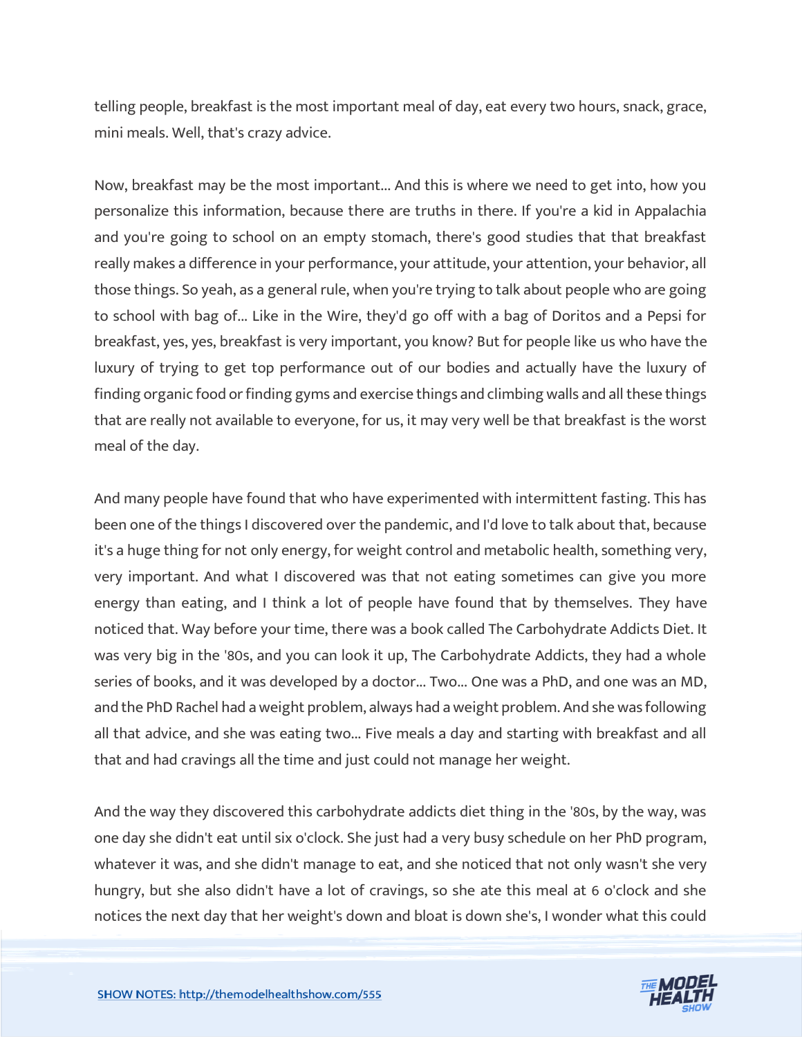telling people, breakfast is the most important meal of day, eat every two hours, snack, grace, mini meals. Well, that's crazy advice.

Now, breakfast may be the most important... And this is where we need to get into, how you personalize this information, because there are truths in there. If you're a kid in Appalachia and you're going to school on an empty stomach, there's good studies that that breakfast really makes a difference in your performance, your attitude, your attention, your behavior, all those things. So yeah, as a general rule, when you're trying to talk about people who are going to school with bag of... Like in the Wire, they'd go off with a bag of Doritos and a Pepsi for breakfast, yes, yes, breakfast is very important, you know? But for people like us who have the luxury of trying to get top performance out of our bodies and actually have the luxury of finding organic food or finding gyms and exercise things and climbing walls and all these things that are really not available to everyone, for us, it may very well be that breakfast is the worst meal of the day.

And many people have found that who have experimented with intermittent fasting. This has been one of the things I discovered over the pandemic, and I'd love to talk about that, because it's a huge thing for not only energy, for weight control and metabolic health, something very, very important. And what I discovered was that not eating sometimes can give you more energy than eating, and I think a lot of people have found that by themselves. They have noticed that. Way before your time, there was a book called The Carbohydrate Addicts Diet. It was very big in the '80s, and you can look it up, The Carbohydrate Addicts, they had a whole series of books, and it was developed by a doctor... Two... One was a PhD, and one was an MD, and the PhD Rachel had a weight problem, always had a weight problem. And she was following all that advice, and she was eating two... Five meals a day and starting with breakfast and all that and had cravings all the time and just could not manage her weight.

And the way they discovered this carbohydrate addicts diet thing in the '80s, by the way, was one day she didn't eat until six o'clock. She just had a very busy schedule on her PhD program, whatever it was, and she didn't manage to eat, and she noticed that not only wasn't she very hungry, but she also didn't have a lot of cravings, so she ate this meal at 6 o'clock and she notices the next day that her weight's down and bloat is down she's, I wonder what this could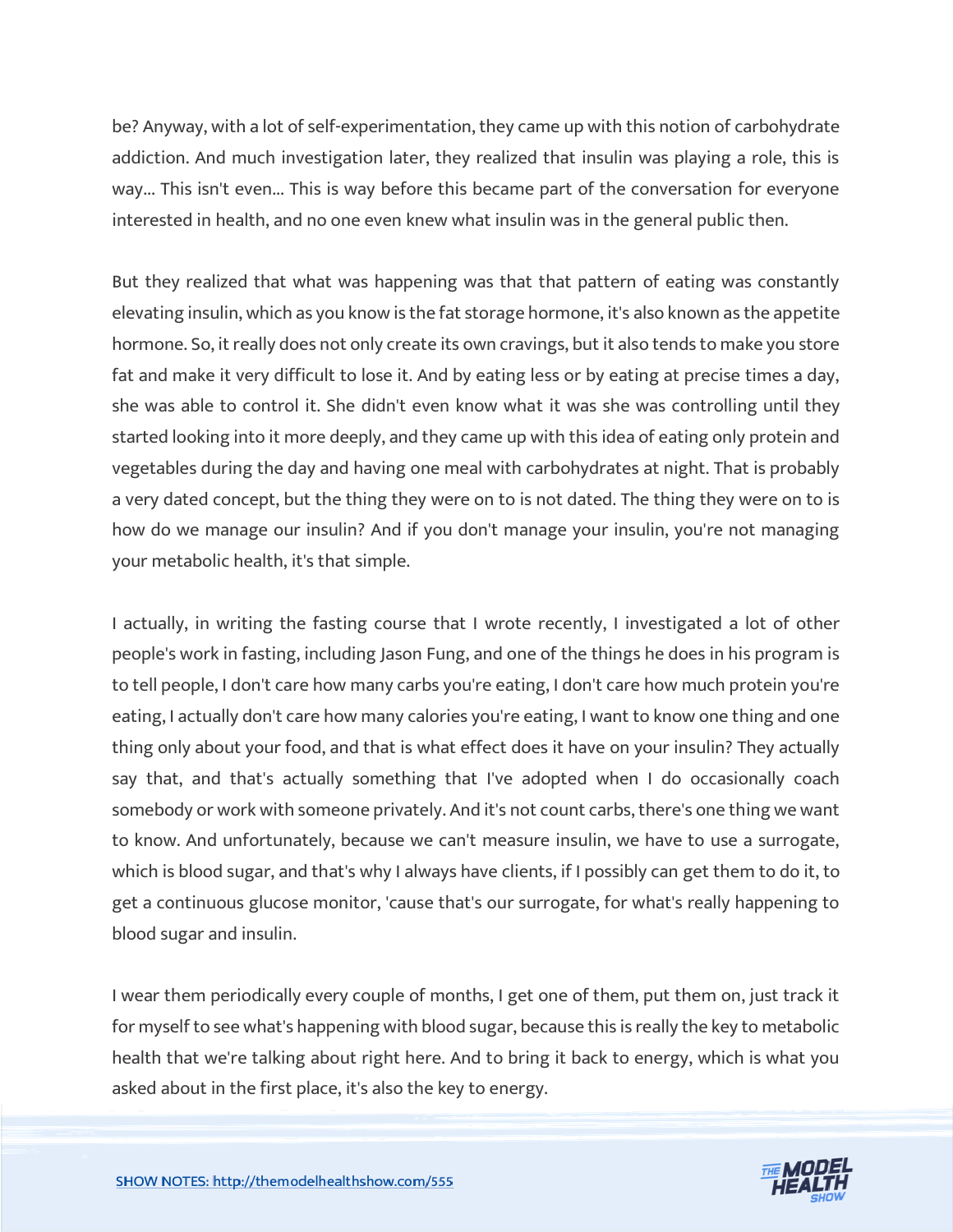be? Anyway, with a lot of self-experimentation, they came up with this notion of carbohydrate addiction. And much investigation later, they realized that insulin was playing a role, this is way... This isn't even... This is way before this became part of the conversation for everyone interested in health, and no one even knew what insulin was in the general public then.

But they realized that what was happening was that that pattern of eating was constantly elevating insulin, which as you know is the fat storage hormone, it's also known as the appetite hormone. So, it really does not only create its own cravings, but it also tends to make you store fat and make it very difficult to lose it. And by eating less or by eating at precise times a day, she was able to control it. She didn't even know what it was she was controlling until they started looking into it more deeply, and they came up with this idea of eating only protein and vegetables during the day and having one meal with carbohydrates at night. That is probably a very dated concept, but the thing they were on to is not dated. The thing they were on to is how do we manage our insulin? And if you don't manage your insulin, you're not managing your metabolic health, it's that simple.

I actually, in writing the fasting course that I wrote recently, I investigated a lot of other people's work in fasting, including Jason Fung, and one of the things he does in his program is to tell people, I don't care how many carbs you're eating, I don't care how much protein you're eating, I actually don't care how many calories you're eating, I want to know one thing and one thing only about your food, and that is what effect does it have on your insulin? They actually say that, and that's actually something that I've adopted when I do occasionally coach somebody or work with someone privately. And it's not count carbs, there's one thing we want to know. And unfortunately, because we can't measure insulin, we have to use a surrogate, which is blood sugar, and that's why I always have clients, if I possibly can get them to do it, to get a continuous glucose monitor, 'cause that's our surrogate, for what's really happening to blood sugar and insulin.

I wear them periodically every couple of months, I get one of them, put them on, just track it for myself to see what's happening with blood sugar, because this is really the key to metabolic health that we're talking about right here. And to bring it back to energy, which is what you asked about in the first place, it's also the key to energy.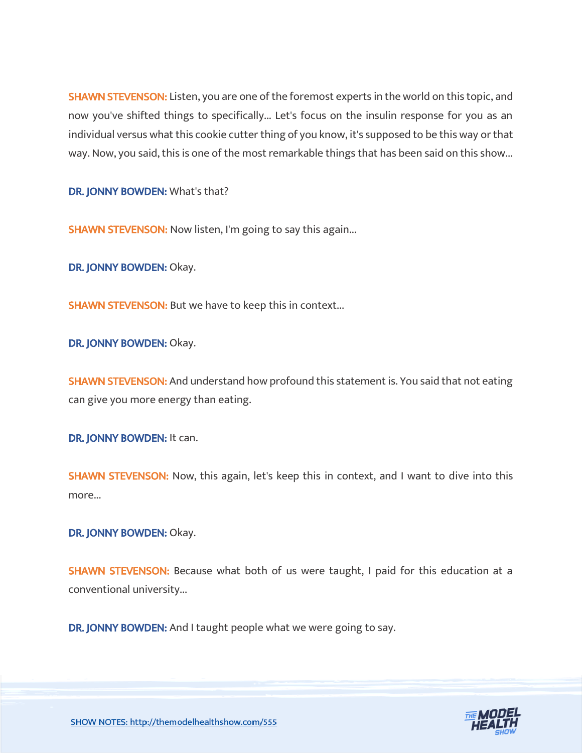**SHAWN STEVENSON:** Listen, you are one of the foremost experts in the world on this topic, and now you've shifted things to specifically... Let's focus on the insulin response for you as an individual versus what this cookie cutter thing of you know, it's supposed to be this way or that way. Now, you said, this is one of the most remarkable things that has been said on this show...

**DR. JONNY BOWDEN:** What's that?

**SHAWN STEVENSON:** Now listen, I'm going to say this again...

**DR. JONNY BOWDEN:** Okay.

**SHAWN STEVENSON:** But we have to keep this in context...

**DR. JONNY BOWDEN:** Okay.

**SHAWN STEVENSON:** And understand how profound this statement is. You said that not eating can give you more energy than eating.

**DR. JONNY BOWDEN:** It can.

**SHAWN STEVENSON:** Now, this again, let's keep this in context, and I want to dive into this more...

**DR. JONNY BOWDEN:** Okay.

**SHAWN STEVENSON:** Because what both of us were taught, I paid for this education at a conventional university...

**DR. JONNY BOWDEN:** And I taught people what we were going to say.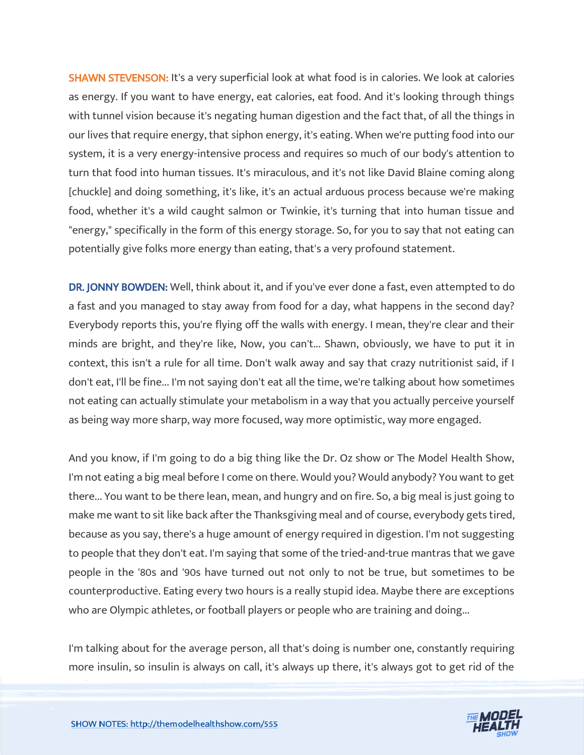**SHAWN STEVENSON:** It's a very superficial look at what food is in calories. We look at calories as energy. If you want to have energy, eat calories, eat food. And it's looking through things with tunnel vision because it's negating human digestion and the fact that, of all the things in our lives that require energy, that siphon energy, it's eating. When we're putting food into our system, it is a very energy-intensive process and requires so much of our body's attention to turn that food into human tissues. It's miraculous, and it's not like David Blaine coming along [chuckle] and doing something, it's like, it's an actual arduous process because we're making food, whether it's a wild caught salmon or Twinkie, it's turning that into human tissue and "energy," specifically in the form of this energy storage. So, for you to say that not eating can potentially give folks more energy than eating, that's a very profound statement.

**DR. JONNY BOWDEN:** Well, think about it, and if you've ever done a fast, even attempted to do a fast and you managed to stay away from food for a day, what happens in the second day? Everybody reports this, you're flying off the walls with energy. I mean, they're clear and their minds are bright, and they're like, Now, you can't... Shawn, obviously, we have to put it in context, this isn't a rule for all time. Don't walk away and say that crazy nutritionist said, if I don't eat, I'll be fine... I'm not saying don't eat all the time, we're talking about how sometimes not eating can actually stimulate your metabolism in a way that you actually perceive yourself as being way more sharp, way more focused, way more optimistic, way more engaged.

And you know, if I'm going to do a big thing like the Dr. Oz show or The Model Health Show, I'm not eating a big meal before I come on there. Would you? Would anybody? You want to get there... You want to be there lean, mean, and hungry and on fire. So, a big meal is just going to make me want to sit like back after the Thanksgiving meal and of course, everybody gets tired, because as you say, there's a huge amount of energy required in digestion. I'm not suggesting to people that they don't eat. I'm saying that some of the tried-and-true mantras that we gave people in the '80s and '90s have turned out not only to not be true, but sometimes to be counterproductive. Eating every two hours is a really stupid idea. Maybe there are exceptions who are Olympic athletes, or football players or people who are training and doing...

I'm talking about for the average person, all that's doing is number one, constantly requiring more insulin, so insulin is always on call, it's always up there, it's always got to get rid of the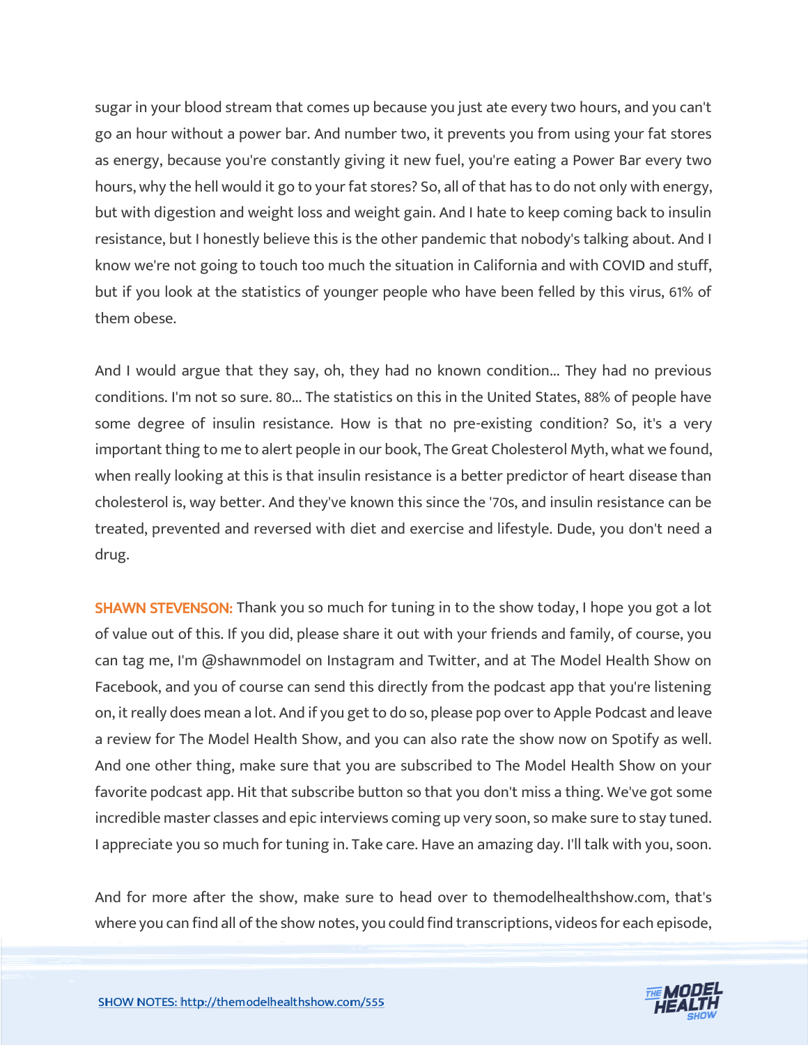sugar in your blood stream that comes up because you just ate every two hours, and you can't go an hour without a power bar. And number two, it prevents you from using your fat stores as energy, because you're constantly giving it new fuel, you're eating a Power Bar every two hours, why the hell would it go to your fat stores? So, all of that has to do not only with energy, but with digestion and weight loss and weight gain. And I hate to keep coming back to insulin resistance, but I honestly believe this is the other pandemic that nobody's talking about. And I know we're not going to touch too much the situation in California and with COVID and stuff, but if you look at the statistics of younger people who have been felled by this virus, 61% of them obese.

And I would argue that they say, oh, they had no known condition... They had no previous conditions. I'm not so sure. 80... The statistics on this in the United States, 88% of people have some degree of insulin resistance. How is that no pre-existing condition? So, it's a very important thing to me to alert people in our book, The Great Cholesterol Myth, what we found, when really looking at this is that insulin resistance is a better predictor of heart disease than cholesterol is, way better. And they've known this since the '70s, and insulin resistance can be treated, prevented and reversed with diet and exercise and lifestyle. Dude, you don't need a drug.

**SHAWN STEVENSON:** Thank you so much for tuning in to the show today, I hope you got a lot of value out of this. If you did, please share it out with your friends and family, of course, you can tag me, I'm @shawnmodel on Instagram and Twitter, and at The Model Health Show on Facebook, and you of course can send this directly from the podcast app that you're listening on, it really does mean a lot. And if you get to do so, please pop over to Apple Podcast and leave a review for The Model Health Show, and you can also rate the show now on Spotify as well. And one other thing, make sure that you are subscribed to The Model Health Show on your favorite podcast app. Hit that subscribe button so that you don't miss a thing. We've got some incredible master classes and epic interviews coming up very soon, so make sure to stay tuned. I appreciate you so much for tuning in. Take care. Have an amazing day. I'll talk with you, soon.

And for more after the show, make sure to head over to themodelhealthshow.com, that's where you can find all of the show notes, you could find transcriptions, videos for each episode,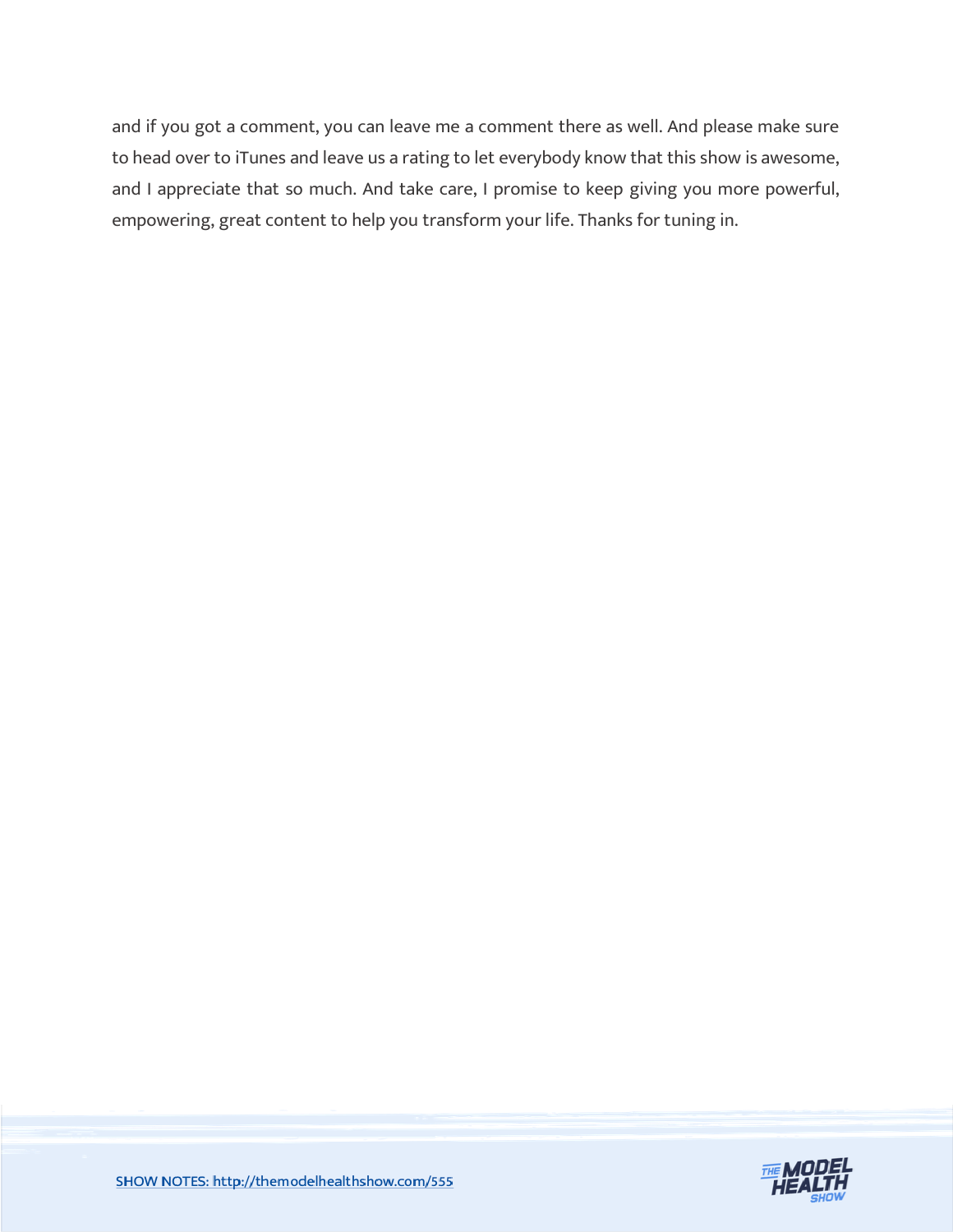and if you got a comment, you can leave me a comment there as well. And please make sure to head over to iTunes and leave us a rating to let everybody know that this show is awesome, and I appreciate that so much. And take care, I promise to keep giving you more powerful, empowering, great content to help you transform your life. Thanks for tuning in.